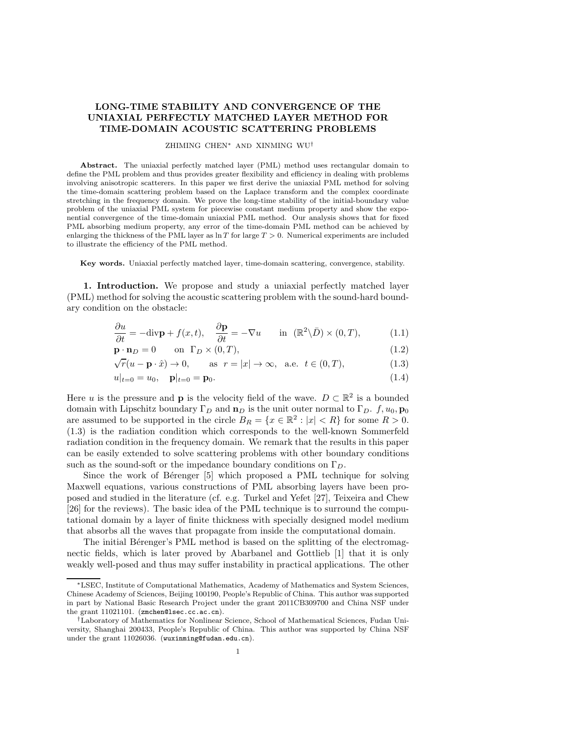# LONG-TIME STABILITY AND CONVERGENCE OF THE UNIAXIAL PERFECTLY MATCHED LAYER METHOD FOR TIME-DOMAIN ACOUSTIC SCATTERING PROBLEMS

ZHIMING CHEN* AND XINMING WU†

**Abstract.** The uniaxial perfectly matched layer (PML) method uses rectangular domain to define the PML problem and thus provides greater flexibility and efficiency in dealing with problems involving anisotropic scatterers. In this paper we first derive the uniaxial PML method for solving the time-domain scattering problem based on the Laplace transform and the complex coordinate stretching in the frequency domain. We prove the long-time stability of the initial-boundary value problem of the uniaxial PML system for piecewise constant medium property and show the exponential convergence of the time-domain uniaxial PML method. Our analysis shows that for fixed PML absorbing medium property, any error of the time-domain PML method can be achieved by enlarging the thickness of the PML layer as $\ln T$ for large $T > 0$. Numerical experiments are included to illustrate the efficiency of the PML method.

**Key words.** Uniaxial perfectly matched layer, time-domain scattering, convergence, stability.

**1. Introduction.** We propose and study a uniaxial perfectly matched layer (PML) method for solving the acoustic scattering problem with the sound-hard boundary condition on the obstacle:

$$\frac{\partial u}{\partial t} = -\mathrm{div}\mathbf{p} + f(x,t), \quad \frac{\partial \mathbf{p}}{\partial t} = -\nabla u \qquad \text{in} \ \ (\mathbb{R}^2\backslash\bar{D}) \times (0,T), \tag{1.1}$$

$$\mathbf{p}\cdot\mathbf{n}_D = 0 \qquad \text{on} \ \ \Gamma_D \times (0,T), \tag{1.2}$$

$$\sqrt{r}(u - \mathbf{p}\cdot\hat{x}) \to 0, \qquad \text{as} \ \ r = |x| \to \infty, \ \ \text{a.e.} \ \ t \in (0,T), \tag{1.3}$$

$$u|_{t=0} = u_0, \quad \mathbf{p}|_{t=0} = \mathbf{p}_0. \tag{1.4}$$

Here $u$ is the pressure and $\mathbf{p}$ is the velocity field of the wave. $D \subset \mathbb{R}^2$ is a bounded domain with Lipschitz boundary $\Gamma_D$ and $\mathbf{n}_D$ is the unit outer normal to $\Gamma_D$. $f, u_0, \mathbf{p}_0$ are assumed to be supported in the circle $B_R = \{x \in \mathbb{R}^2 : |x| < R\}$ for some $R > 0$. (1.3) is the radiation condition which corresponds to the well-known Sommerfeld radiation condition in the frequency domain. We remark that the results in this paper can be easily extended to solve scattering problems with other boundary conditions such as the sound-soft or the impedance boundary conditions on $\Gamma_D$.

Since the work of Bérenger [5] which proposed a PML technique for solving Maxwell equations, various constructions of PML absorbing layers have been proposed and studied in the literature (cf. e.g. Turkel and Yefet [27], Teixeira and Chew [26] for the reviews). The basic idea of the PML technique is to surround the computational domain by a layer of finite thickness with specially designed model medium that absorbs all the waves that propagate from inside the computational domain.

The initial Bérenger's PML method is based on the splitting of the electromagnectic fields, which is later proved by Abarbanel and Gottlieb [1] that it is only weakly well-posed and thus may suffer instability in practical applications. The other

---

*LSEC, Institute of Computational Mathematics, Academy of Mathematics and System Sciences, Chinese Academy of Sciences, Beijing 100190, People's Republic of China. This author was supported in part by National Basic Research Project under the grant 2011CB309700 and China NSF under the grant 11021101. (zmchen@lsec.cc.ac.cn).

†Laboratory of Mathematics for Nonlinear Science, School of Mathematical Sciences, Fudan University, Shanghai 200433, People's Republic of China. This author was supported by China NSF under the grant 11026036. (wuxinming@fudan.edu.cn).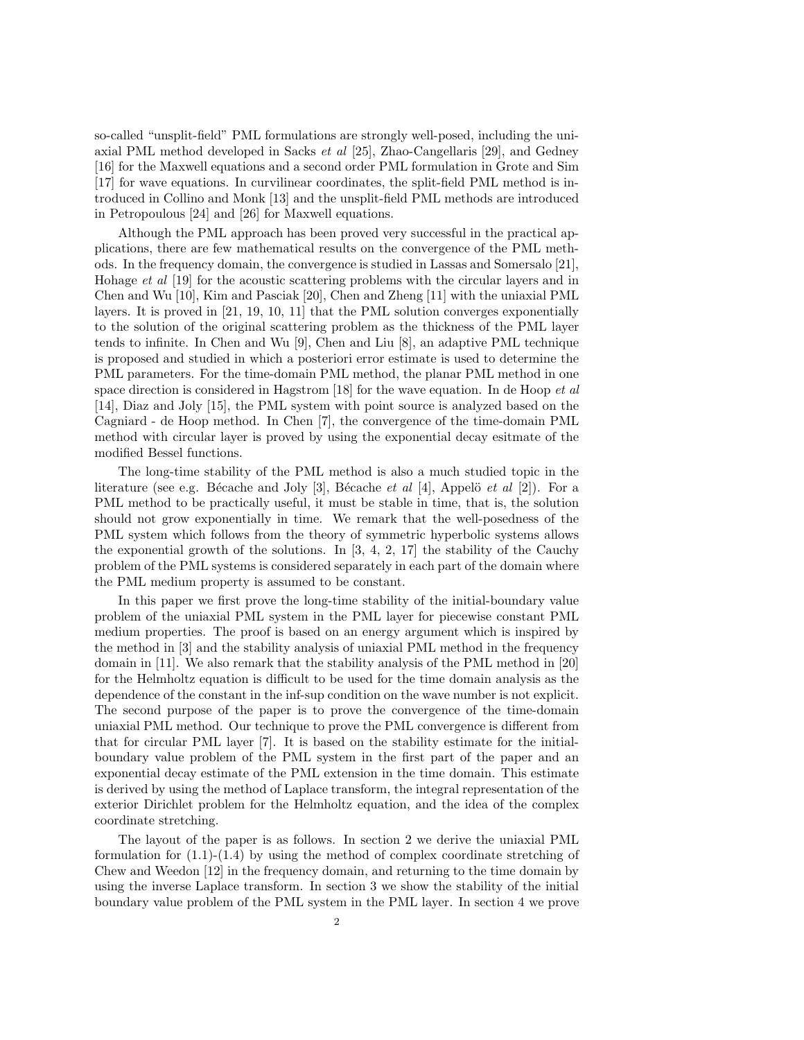so-called "unsplit-field" PML formulations are strongly well-posed, including the uniaxial PML method developed in Sacks *et al* [25], Zhao-Cangellaris [29], and Gedney [16] for the Maxwell equations and a second order PML formulation in Grote and Sim [17] for wave equations. In curvilinear coordinates, the split-field PML method is introduced in Collino and Monk [13] and the unsplit-field PML methods are introduced in Petropoulous [24] and [26] for Maxwell equations.

Although the PML approach has been proved very successful in the practical applications, there are few mathematical results on the convergence of the PML methods. In the frequency domain, the convergence is studied in Lassas and Somersalo [21], Hohage *et al* [19] for the acoustic scattering problems with the circular layers and in Chen and Wu [10], Kim and Pasciak [20], Chen and Zheng [11] with the uniaxial PML layers. It is proved in [21, 19, 10, 11] that the PML solution converges exponentially to the solution of the original scattering problem as the thickness of the PML layer tends to infinite. In Chen and Wu [9], Chen and Liu [8], an adaptive PML technique is proposed and studied in which a posteriori error estimate is used to determine the PML parameters. For the time-domain PML method, the planar PML method in one space direction is considered in Hagstrom [18] for the wave equation. In de Hoop *et al* [14], Diaz and Joly [15], the PML system with point source is analyzed based on the Cagniard - de Hoop method. In Chen [7], the convergence of the time-domain PML method with circular layer is proved by using the exponential decay esitmate of the modified Bessel functions.

The long-time stability of the PML method is also a much studied topic in the literature (see e.g. Bécache and Joly [3], Bécache *et al* [4], Appelö *et al* [2]). For a PML method to be practically useful, it must be stable in time, that is, the solution should not grow exponentially in time. We remark that the well-posedness of the PML system which follows from the theory of symmetric hyperbolic systems allows the exponential growth of the solutions. In [3, 4, 2, 17] the stability of the Cauchy problem of the PML systems is considered separately in each part of the domain where the PML medium property is assumed to be constant.

In this paper we first prove the long-time stability of the initial-boundary value problem of the uniaxial PML system in the PML layer for piecewise constant PML medium properties. The proof is based on an energy argument which is inspired by the method in [3] and the stability analysis of uniaxial PML method in the frequency domain in [11]. We also remark that the stability analysis of the PML method in [20] for the Helmholtz equation is difficult to be used for the time domain analysis as the dependence of the constant in the inf-sup condition on the wave number is not explicit. The second purpose of the paper is to prove the convergence of the time-domain uniaxial PML method. Our technique to prove the PML convergence is different from that for circular PML layer [7]. It is based on the stability estimate for the initial-boundary value problem of the PML system in the first part of the paper and an exponential decay estimate of the PML extension in the time domain. This estimate is derived by using the method of Laplace transform, the integral representation of the exterior Dirichlet problem for the Helmholtz equation, and the idea of the complex coordinate stretching.

The layout of the paper is as follows. In section 2 we derive the uniaxial PML formulation for (1.1)-(1.4) by using the method of complex coordinate stretching of Chew and Weedon [12] in the frequency domain, and returning to the time domain by using the inverse Laplace transform. In section 3 we show the stability of the initial boundary value problem of the PML system in the PML layer. In section 4 we prove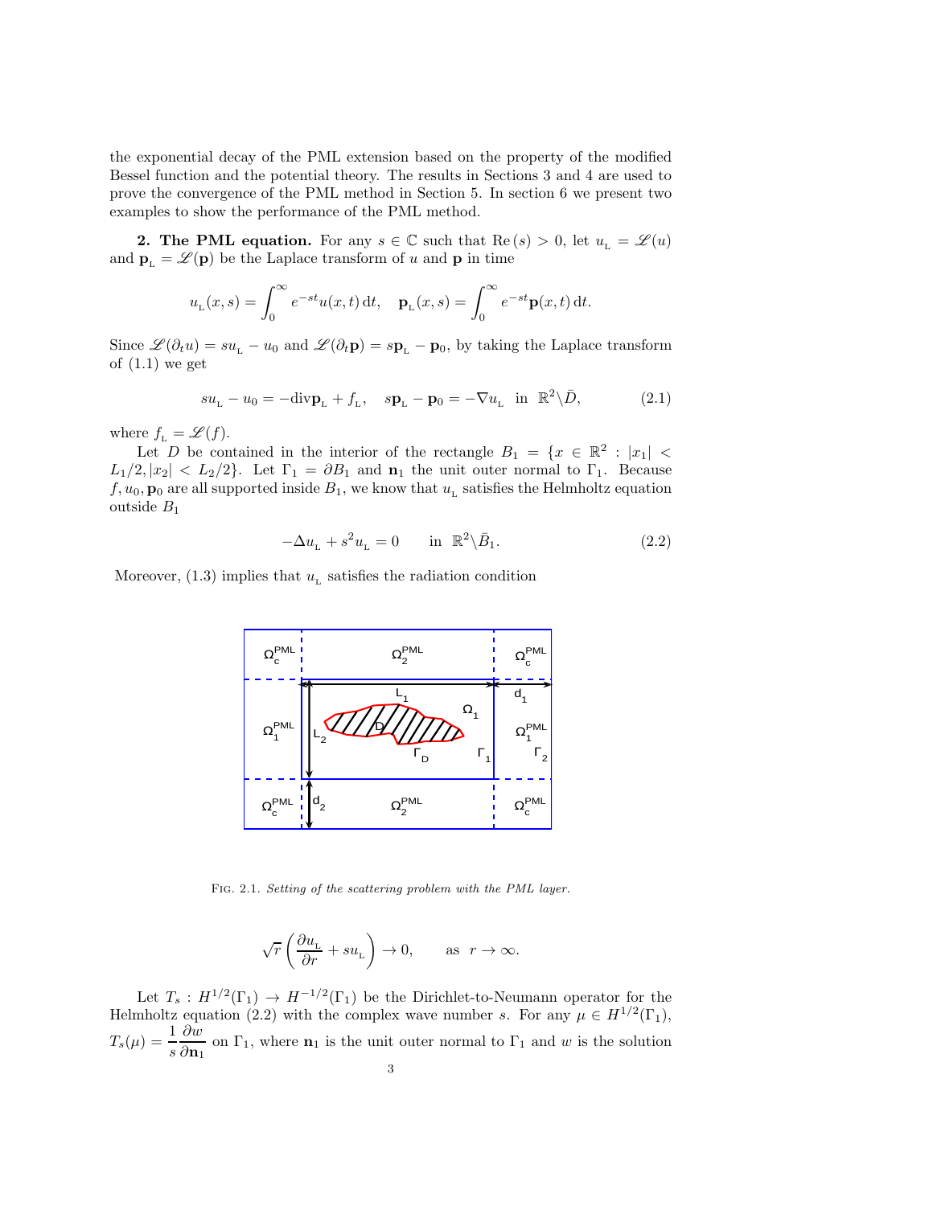the exponential decay of the PML extension based on the property of the modified Bessel function and the potential theory. The results in Sections 3 and 4 are used to prove the convergence of the PML method in Section 5. In section 6 we present two examples to show the performance of the PML method.

**2. The PML equation.** For any $s \in \mathbb{C}$ such that $\mathrm{Re}\,(s) > 0$, let $u_{\rm L} = \mathscr{L}(u)$ and $\mathbf{p}_{\rm L} = \mathscr{L}(\mathbf{p})$ be the Laplace transform of $u$ and $\mathbf{p}$ in time

$$u_{\rm L}(x,s) = \int_0^\infty e^{-st} u(x,t)\,\mathrm{d}t, \quad \mathbf{p}_{\rm L}(x,s) = \int_0^\infty e^{-st}\mathbf{p}(x,t)\,\mathrm{d}t.$$

Since $\mathscr{L}(\partial_t u) = s u_{\rm L} - u_0$ and $\mathscr{L}(\partial_t \mathbf{p}) = s\mathbf{p}_{\rm L} - \mathbf{p}_0$, by taking the Laplace transform of (1.1) we get

$$s u_{\rm L} - u_0 = -\mathrm{div}\mathbf{p}_{\rm L} + f_{\rm L}, \quad s\mathbf{p}_{\rm L} - \mathbf{p}_0 = -\nabla u_{\rm L} \;\; \text{in} \;\; \mathbb{R}^2\backslash\bar{D}, \tag{2.1}$$

where $f_{\rm L} = \mathscr{L}(f)$.

Let $D$ be contained in the interior of the rectangle $B_1 = \{x \in \mathbb{R}^2 : |x_1| < L_1/2, |x_2| < L_2/2\}$. Let $\Gamma_1 = \partial B_1$ and $\mathbf{n}_1$ the unit outer normal to $\Gamma_1$. Because $f, u_0, \mathbf{p}_0$ are all supported inside $B_1$, we know that $u_{\rm L}$ satisfies the Helmholtz equation outside $B_1$

$$-\Delta u_{\rm L} + s^2 u_{\rm L} = 0 \qquad \text{in} \;\; \mathbb{R}^2\backslash\bar{B}_1. \tag{2.2}$$

Moreover, (1.3) implies that $u_{\rm L}$ satisfies the radiation condition

FIG. 2.1. *Setting of the scattering problem with the PML layer.*

$$\sqrt{r}\left(\frac{\partial u_{\rm L}}{\partial r} + s u_{\rm L}\right) \to 0, \qquad \text{as} \;\; r \to \infty.$$

Let $T_s : H^{1/2}(\Gamma_1) \to H^{-1/2}(\Gamma_1)$ be the Dirichlet-to-Neumann operator for the Helmholtz equation (2.2) with the complex wave number $s$. For any $\mu \in H^{1/2}(\Gamma_1)$, $T_s(\mu) = \dfrac{1}{s}\dfrac{\partial w}{\partial \mathbf{n}_1}$ on $\Gamma_1$, where $\mathbf{n}_1$ is the unit outer normal to $\Gamma_1$ and $w$ is the solution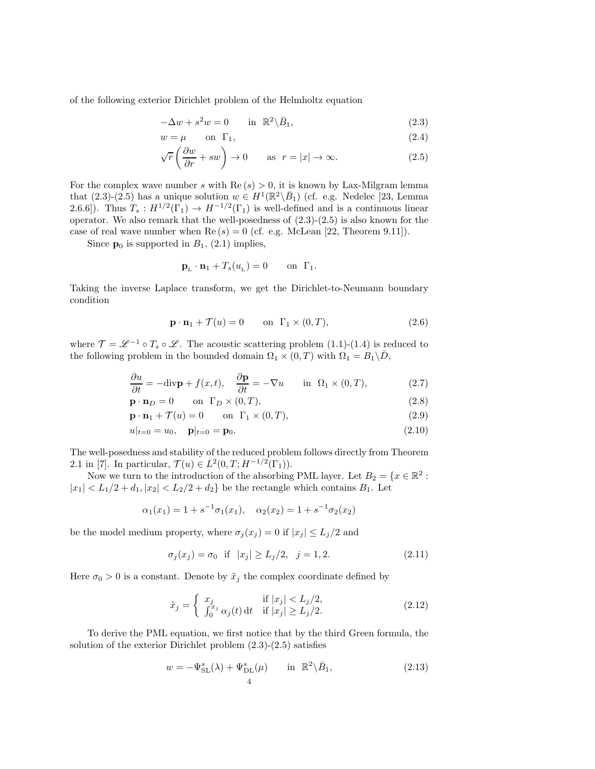of the following exterior Dirichlet problem of the Helmholtz equation

$$-\Delta w + s^2 w = 0 \qquad \text{in } \ \mathbb{R}^2\backslash\bar{B}_1, \tag{2.3}$$

$$w = \mu \qquad \text{on } \ \Gamma_1, \tag{2.4}$$

$$\sqrt{r}\left(\frac{\partial w}{\partial r} + sw\right) \to 0 \qquad \text{as } \ r = |x| \to \infty. \tag{2.5}$$

For the complex wave number $s$ with $\mathrm{Re}\,(s) > 0$, it is known by Lax-Milgram lemma that (2.3)-(2.5) has a unique solution $w \in H^1(\mathbb{R}^2\backslash\bar{B}_1)$ (cf. e.g. Nedelec [23, Lemma 2.6.6]). Thus $T_s : H^{1/2}(\Gamma_1) \to H^{-1/2}(\Gamma_1)$ is well-defined and is a continuous linear operator. We also remark that the well-posedness of (2.3)-(2.5) is also known for the case of real wave number when $\mathrm{Re}\,(s) = 0$ (cf. e.g. McLean [22, Theorem 9.11]).

Since $\mathbf{p}_0$ is supported in $B_1$, (2.1) implies,

$$\mathbf{p}_{\text{L}} \cdot \mathbf{n}_1 + T_s(u_{\text{L}}) = 0 \qquad \text{on } \ \Gamma_1.$$

Taking the inverse Laplace transform, we get the Dirichlet-to-Neumann boundary condition

$$\mathbf{p} \cdot \mathbf{n}_1 + \mathcal{T}(u) = 0 \qquad \text{on } \ \Gamma_1 \times (0, T), \tag{2.6}$$

where $\mathcal{T} = \mathscr{L}^{-1} \circ T_s \circ \mathscr{L}$. The acoustic scattering problem (1.1)-(1.4) is reduced to the following problem in the bounded domain $\Omega_1 \times (0, T)$ with $\Omega_1 = B_1\backslash\bar{D}$,

$$\frac{\partial u}{\partial t} = -\mathrm{div}\mathbf{p} + f(x, t), \quad \frac{\partial \mathbf{p}}{\partial t} = -\nabla u \qquad \text{in } \ \Omega_1 \times (0, T), \tag{2.7}$$

$$\mathbf{p} \cdot \mathbf{n}_D = 0 \qquad \text{on } \ \Gamma_D \times (0, T), \tag{2.8}$$

$$\mathbf{p} \cdot \mathbf{n}_1 + \mathcal{T}(u) = 0 \qquad \text{on } \ \Gamma_1 \times (0, T), \tag{2.9}$$

$$u|_{t=0} = u_0, \quad \mathbf{p}|_{t=0} = \mathbf{p}_0. \tag{2.10}$$

The well-posedness and stability of the reduced problem follows directly from Theorem 2.1 in [7]. In particular, $\mathcal{T}(u) \in L^2(0, T; H^{-1/2}(\Gamma_1))$.

Now we turn to the introduction of the absorbing PML layer. Let $B_2 = \{x \in \mathbb{R}^2 : |x_1| < L_1/2 + d_1, |x_2| < L_2/2 + d_2\}$ be the rectangle which contains $B_1$. Let

$$\alpha_1(x_1) = 1 + s^{-1}\sigma_1(x_1), \quad \alpha_2(x_2) = 1 + s^{-1}\sigma_2(x_2)$$

be the model medium property, where $\sigma_j(x_j) = 0$ if $|x_j| \le L_j/2$ and

$$\sigma_j(x_j) = \sigma_0 \ \text{ if } \ |x_j| \ge L_j/2, \quad j = 1, 2. \tag{2.11}$$

Here $\sigma_0 > 0$ is a constant. Denote by $\tilde{x}_j$ the complex coordinate defined by

$$\tilde{x}_j = \begin{cases} x_j & \text{if } |x_j| < L_j/2, \\ \int_0^{x_j} \alpha_j(t)\,\mathrm{d}t & \text{if } |x_j| \ge L_j/2. \end{cases} \tag{2.12}$$

To derive the PML equation, we first notice that by the third Green formula, the solution of the exterior Dirichlet problem (2.3)-(2.5) satisfies

$$w = -\Psi^s_{\text{SL}}(\lambda) + \Psi^s_{\text{DL}}(\mu) \qquad \text{in } \ \mathbb{R}^2\backslash\bar{B}_1, \tag{2.13}$$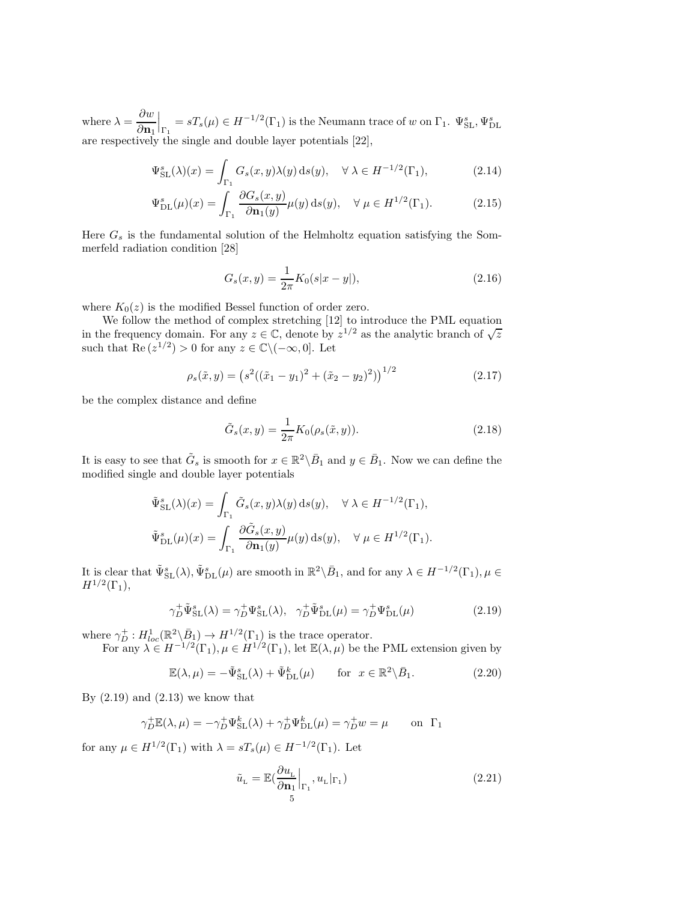where $\lambda = \dfrac{\partial w}{\partial \mathbf{n}_1}\Big|_{\Gamma_1} = sT_s(\mu) \in H^{-1/2}(\Gamma_1)$ is the Neumann trace of $w$ on $\Gamma_1$. $\Psi^s_{\rm SL}, \Psi^s_{\rm DL}$ are respectively the single and double layer potentials [22],

$$
\Psi^s_{\rm SL}(\lambda)(x) = \int_{\Gamma_1} G_s(x,y)\lambda(y)\,{\rm d}s(y), \quad \forall\, \lambda \in H^{-1/2}(\Gamma_1), \tag{2.14}
$$

$$
\Psi^s_{\rm DL}(\mu)(x) = \int_{\Gamma_1} \frac{\partial G_s(x,y)}{\partial \mathbf{n}_1(y)}\mu(y)\,{\rm d}s(y), \quad \forall\, \mu \in H^{1/2}(\Gamma_1). \tag{2.15}
$$

Here $G_s$ is the fundamental solution of the Helmholtz equation satisfying the Sommerfeld radiation condition [28]

$$
G_s(x,y) = \frac{1}{2\pi}K_0(s|x-y|), \tag{2.16}
$$

where $K_0(z)$ is the modified Bessel function of order zero.

We follow the method of complex stretching [12] to introduce the PML equation in the frequency domain. For any $z \in \mathbb{C}$, denote by $z^{1/2}$ as the analytic branch of $\sqrt{z}$ such that ${\rm Re}\,(z^{1/2}) > 0$ for any $z \in \mathbb{C}\backslash(-\infty,0]$. Let

$$
\rho_s(\tilde{x},y) = \left(s^2((\tilde{x}_1-y_1)^2 + (\tilde{x}_2-y_2)^2)\right)^{1/2} \tag{2.17}
$$

be the complex distance and define

$$
\tilde{G}_s(x,y) = \frac{1}{2\pi}K_0(\rho_s(\tilde{x},y)). \tag{2.18}
$$

It is easy to see that $\tilde{G}_s$ is smooth for $x \in \mathbb{R}^2\backslash\bar{B}_1$ and $y \in \bar{B}_1$. Now we can define the modified single and double layer potentials

$$
\tilde{\Psi}^s_{\rm SL}(\lambda)(x) = \int_{\Gamma_1} \tilde{G}_s(x,y)\lambda(y)\,{\rm d}s(y), \quad \forall\, \lambda \in H^{-1/2}(\Gamma_1),
$$

$$
\tilde{\Psi}^s_{\rm DL}(\mu)(x) = \int_{\Gamma_1} \frac{\partial \tilde{G}_s(x,y)}{\partial \mathbf{n}_1(y)}\mu(y)\,{\rm d}s(y), \quad \forall\, \mu \in H^{1/2}(\Gamma_1).
$$

It is clear that $\tilde{\Psi}^s_{\rm SL}(\lambda), \tilde{\Psi}^s_{\rm DL}(\mu)$ are smooth in $\mathbb{R}^2\backslash\bar{B}_1$, and for any $\lambda \in H^{-1/2}(\Gamma_1), \mu \in H^{1/2}(\Gamma_1)$,

$$
\gamma^+_D\tilde{\Psi}^s_{\rm SL}(\lambda) = \gamma^+_D\Psi^s_{\rm SL}(\lambda), \quad \gamma^+_D\tilde{\Psi}^s_{\rm DL}(\mu) = \gamma^+_D\Psi^s_{\rm DL}(\mu) \tag{2.19}
$$

where $\gamma^+_D : H^1_{loc}(\mathbb{R}^2\backslash\bar{B}_1) \to H^{1/2}(\Gamma_1)$ is the trace operator.

For any $\lambda \in H^{-1/2}(\Gamma_1), \mu \in H^{1/2}(\Gamma_1)$, let $\mathbb{E}(\lambda,\mu)$ be the PML extension given by

$$
\mathbb{E}(\lambda,\mu) = -\tilde{\Psi}^s_{\rm SL}(\lambda) + \tilde{\Psi}^k_{\rm DL}(\mu) \qquad \text{for} \;\; x \in \mathbb{R}^2\backslash\bar{B}_1. \tag{2.20}
$$

By (2.19) and (2.13) we know that

$$
\gamma^+_D\mathbb{E}(\lambda,\mu) = -\gamma^+_D\Psi^k_{\rm SL}(\lambda) + \gamma^+_D\Psi^k_{\rm DL}(\mu) = \gamma^+_D w = \mu \qquad \text{on} \;\; \Gamma_1
$$

for any $\mu \in H^{1/2}(\Gamma_1)$ with $\lambda = sT_s(\mu) \in H^{-1/2}(\Gamma_1)$. Let

$$
\tilde{u}_{\rm L} = \mathbb{E}(\frac{\partial u_{\rm L}}{\partial \mathbf{n}_1}\Big|_{\Gamma_1}, u_{\rm L}|_{\Gamma_1}) \tag{2.21}
$$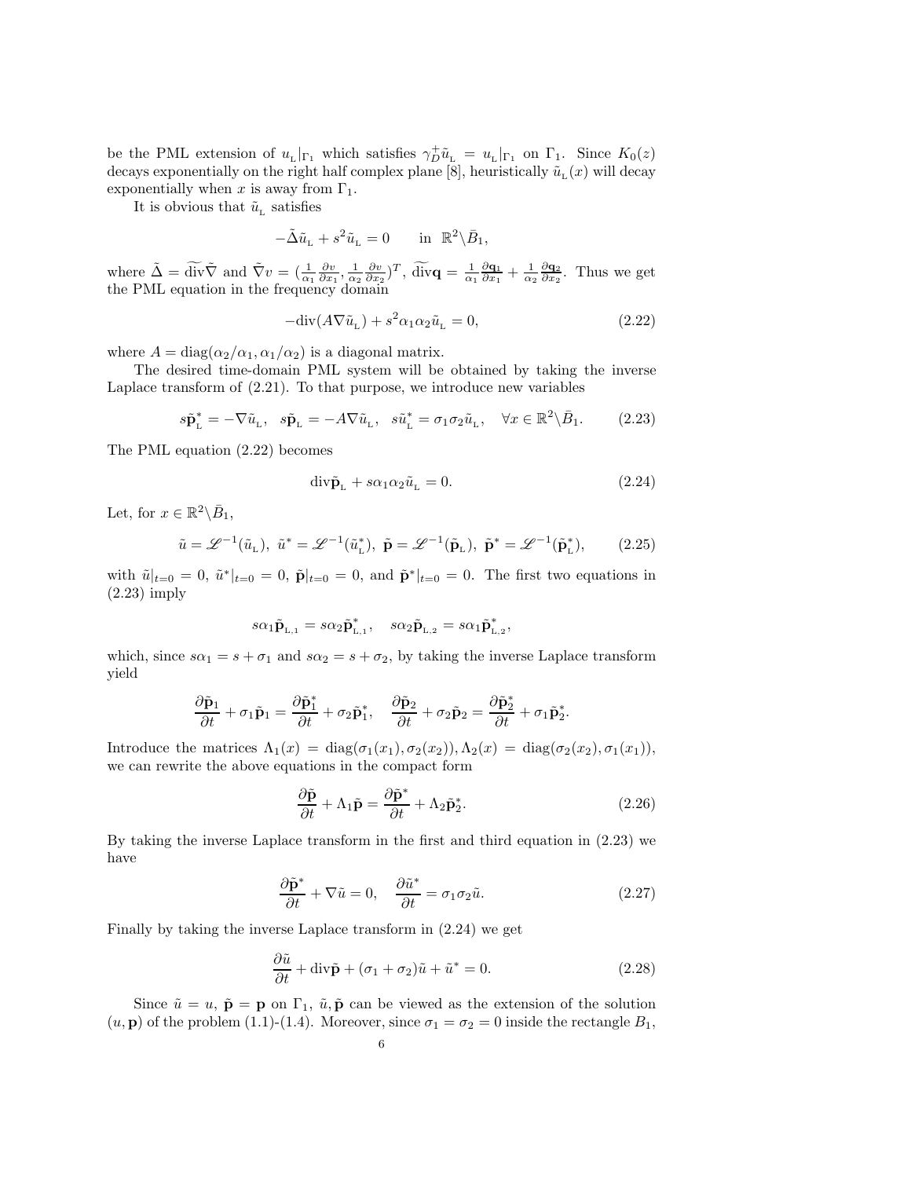be the PML extension of $u_{\rm L}|_{\Gamma_1}$ which satisfies $\gamma_D^+\tilde{u}_{\rm L} = u_{\rm L}|_{\Gamma_1}$ on $\Gamma_1$. Since $K_0(z)$ decays exponentially on the right half complex plane [8], heuristically $\tilde{u}_{\rm L}(x)$ will decay exponentially when $x$ is away from $\Gamma_1$.

It is obvious that $\tilde{u}_{\rm L}$ satisfies

$$-\tilde{\Delta}\tilde{u}_{\rm L} + s^2\tilde{u}_{\rm L} = 0 \qquad \text{in } \mathbb{R}^2\backslash\bar{B}_1,$$

where $\tilde{\Delta} = \widetilde{\rm div}\tilde{\nabla}$ and $\tilde{\nabla}v = (\frac{1}{\alpha_1}\frac{\partial v}{\partial x_1}, \frac{1}{\alpha_2}\frac{\partial v}{\partial x_2})^T$, $\widetilde{\rm div}\mathbf{q} = \frac{1}{\alpha_1}\frac{\partial \mathbf{q_1}}{\partial x_1} + \frac{1}{\alpha_2}\frac{\partial \mathbf{q_2}}{\partial x_2}$. Thus we get the PML equation in the frequency domain

$$-{\rm div}(A\nabla\tilde{u}_{\rm L}) + s^2\alpha_1\alpha_2\tilde{u}_{\rm L} = 0, \tag{2.22}$$

where $A = {\rm diag}(\alpha_2/\alpha_1, \alpha_1/\alpha_2)$ is a diagonal matrix.

The desired time-domain PML system will be obtained by taking the inverse Laplace transform of (2.21). To that purpose, we introduce new variables

$$s\tilde{\mathbf{p}}^*_{\rm L} = -\nabla\tilde{u}_{\rm L}, \quad s\tilde{\mathbf{p}}_{\rm L} = -A\nabla\tilde{u}_{\rm L}, \quad s\tilde{u}^*_{\rm L} = \sigma_1\sigma_2\tilde{u}_{\rm L}, \quad \forall x \in \mathbb{R}^2\backslash\bar{B}_1. \tag{2.23}$$

The PML equation (2.22) becomes

$${\rm div}\tilde{\mathbf{p}}_{\rm L} + s\alpha_1\alpha_2\tilde{u}_{\rm L} = 0. \tag{2.24}$$

Let, for $x \in \mathbb{R}^2\backslash\bar{B}_1$,

$$\tilde{u} = \mathscr{L}^{-1}(\tilde{u}_{\rm L}),\ \tilde{u}^* = \mathscr{L}^{-1}(\tilde{u}^*_{\rm L}),\ \tilde{\mathbf{p}} = \mathscr{L}^{-1}(\tilde{\mathbf{p}}_{\rm L}),\ \tilde{\mathbf{p}}^* = \mathscr{L}^{-1}(\tilde{\mathbf{p}}^*_{\rm L}), \tag{2.25}$$

with $\tilde{u}|_{t=0} = 0$, $\tilde{u}^*|_{t=0} = 0$, $\tilde{\mathbf{p}}|_{t=0} = 0$, and $\tilde{\mathbf{p}}^*|_{t=0} = 0$. The first two equations in (2.23) imply

$$s\alpha_1\tilde{\mathbf{p}}_{\rm L,1} = s\alpha_2\tilde{\mathbf{p}}^*_{\rm L,1}, \quad s\alpha_2\tilde{\mathbf{p}}_{\rm L,2} = s\alpha_1\tilde{\mathbf{p}}^*_{\rm L,2},$$

which, since $s\alpha_1 = s + \sigma_1$ and $s\alpha_2 = s + \sigma_2$, by taking the inverse Laplace transform yield

$$\frac{\partial\tilde{\mathbf{p}}_1}{\partial t} + \sigma_1\tilde{\mathbf{p}}_1 = \frac{\partial\tilde{\mathbf{p}}^*_1}{\partial t} + \sigma_2\tilde{\mathbf{p}}^*_1, \quad \frac{\partial\tilde{\mathbf{p}}_2}{\partial t} + \sigma_2\tilde{\mathbf{p}}_2 = \frac{\partial\tilde{\mathbf{p}}^*_2}{\partial t} + \sigma_1\tilde{\mathbf{p}}^*_2.$$

Introduce the matrices $\Lambda_1(x) = {\rm diag}(\sigma_1(x_1), \sigma_2(x_2)), \Lambda_2(x) = {\rm diag}(\sigma_2(x_2), \sigma_1(x_1))$, we can rewrite the above equations in the compact form

$$\frac{\partial\tilde{\mathbf{p}}}{\partial t} + \Lambda_1\tilde{\mathbf{p}} = \frac{\partial\tilde{\mathbf{p}}^*}{\partial t} + \Lambda_2\tilde{\mathbf{p}}^*_2. \tag{2.26}$$

By taking the inverse Laplace transform in the first and third equation in (2.23) we have

$$\frac{\partial\tilde{\mathbf{p}}^*}{\partial t} + \nabla\tilde{u} = 0, \quad \frac{\partial\tilde{u}^*}{\partial t} = \sigma_1\sigma_2\tilde{u}. \tag{2.27}$$

Finally by taking the inverse Laplace transform in (2.24) we get

$$\frac{\partial\tilde{u}}{\partial t} + {\rm div}\tilde{\mathbf{p}} + (\sigma_1 + \sigma_2)\tilde{u} + \tilde{u}^* = 0. \tag{2.28}$$

Since $\tilde{u} = u$, $\tilde{\mathbf{p}} = \mathbf{p}$ on $\Gamma_1$, $\tilde{u}, \tilde{\mathbf{p}}$ can be viewed as the extension of the solution $(u, \mathbf{p})$ of the problem (1.1)-(1.4). Moreover, since $\sigma_1 = \sigma_2 = 0$ inside the rectangle $B_1$,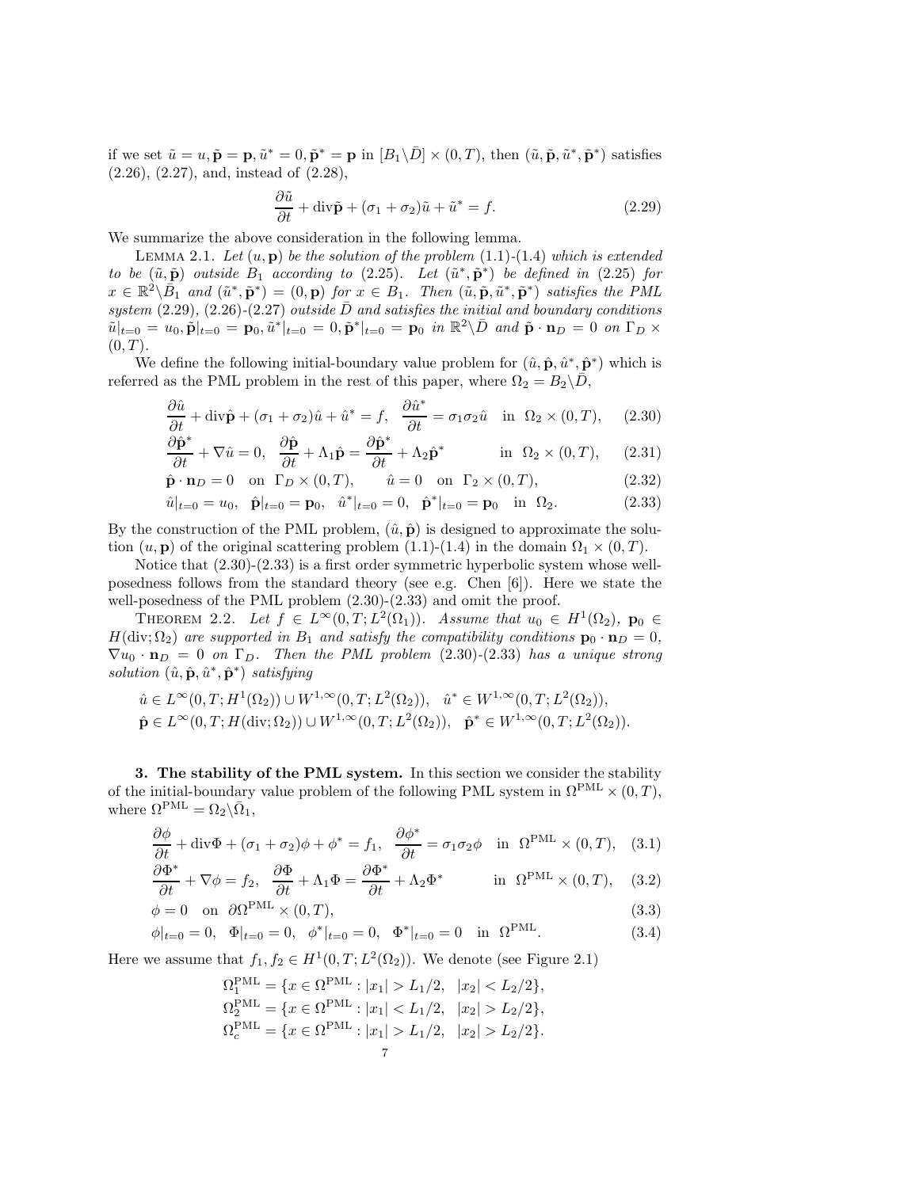if we set $\tilde{u} = u, \tilde{\mathbf{p}} = \mathbf{p}, \tilde{u}^* = 0, \tilde{\mathbf{p}}^* = \mathbf{p}$ in $[B_1\backslash\bar{D}] \times (0,T)$, then $(\tilde{u}, \tilde{\mathbf{p}}, \tilde{u}^*, \tilde{\mathbf{p}}^*)$ satisfies (2.26), (2.27), and, instead of (2.28),

$$\frac{\partial \tilde{u}}{\partial t} + \mathrm{div}\tilde{\mathbf{p}} + (\sigma_1 + \sigma_2)\tilde{u} + \tilde{u}^* = f. \tag{2.29}$$

We summarize the above consideration in the following lemma.

Lemma 2.1. *Let $(u, \mathbf{p})$ be the solution of the problem (1.1)-(1.4) which is extended to be $(\tilde{u}, \tilde{\mathbf{p}})$ outside $B_1$ according to (2.25). Let $(\tilde{u}^*, \tilde{\mathbf{p}}^*)$ be defined in (2.25) for $x \in \mathbb{R}^2\backslash\bar{B}_1$ and $(\tilde{u}^*, \tilde{\mathbf{p}}^*) = (0, \mathbf{p})$ for $x \in B_1$. Then $(\tilde{u}, \tilde{\mathbf{p}}, \tilde{u}^*, \tilde{\mathbf{p}}^*)$ satisfies the PML system (2.29), (2.26)-(2.27) outside $\bar{D}$ and satisfies the initial and boundary conditions $\tilde{u}|_{t=0} = u_0, \tilde{\mathbf{p}}|_{t=0} = \mathbf{p}_0, \tilde{u}^*|_{t=0} = 0, \tilde{\mathbf{p}}^*|_{t=0} = \mathbf{p}_0$ in $\mathbb{R}^2\backslash\bar{D}$ and $\tilde{\mathbf{p}} \cdot \mathbf{n}_D = 0$ on $\Gamma_D \times (0,T)$.*

We define the following initial-boundary value problem for $(\hat{u}, \hat{\mathbf{p}}, \hat{u}^*, \hat{\mathbf{p}}^*)$ which is referred as the PML problem in the rest of this paper, where $\Omega_2 = B_2\backslash\bar{D}$,

$$\frac{\partial \hat{u}}{\partial t} + \mathrm{div}\hat{\mathbf{p}} + (\sigma_1 + \sigma_2)\hat{u} + \hat{u}^* = f, \quad \frac{\partial \hat{u}^*}{\partial t} = \sigma_1\sigma_2\hat{u} \quad \text{in } \Omega_2 \times (0,T), \tag{2.30}$$

$$\frac{\partial \hat{\mathbf{p}}^*}{\partial t} + \nabla\hat{u} = 0, \quad \frac{\partial \hat{\mathbf{p}}}{\partial t} + \Lambda_1\hat{\mathbf{p}} = \frac{\partial \hat{\mathbf{p}}^*}{\partial t} + \Lambda_2\hat{\mathbf{p}}^* \quad \text{in } \Omega_2 \times (0,T), \tag{2.31}$$

$$\hat{\mathbf{p}} \cdot \mathbf{n}_D = 0 \quad \text{on } \Gamma_D \times (0,T), \qquad \hat{u} = 0 \quad \text{on } \Gamma_2 \times (0,T), \tag{2.32}$$

$$\hat{u}|_{t=0} = u_0, \quad \hat{\mathbf{p}}|_{t=0} = \mathbf{p}_0, \quad \hat{u}^*|_{t=0} = 0, \quad \hat{\mathbf{p}}^*|_{t=0} = \mathbf{p}_0 \quad \text{in } \Omega_2. \tag{2.33}$$

By the construction of the PML problem, $(\hat{u}, \hat{\mathbf{p}})$ is designed to approximate the solution $(u, \mathbf{p})$ of the original scattering problem (1.1)-(1.4) in the domain $\Omega_1 \times (0,T)$.

Notice that (2.30)-(2.33) is a first order symmetric hyperbolic system whose well-posedness follows from the standard theory (see e.g. Chen [6]). Here we state the well-posedness of the PML problem (2.30)-(2.33) and omit the proof.

Theorem 2.2. *Let $f \in L^\infty(0,T;L^2(\Omega_1))$. Assume that $u_0 \in H^1(\Omega_2)$, $\mathbf{p}_0 \in H(\mathrm{div};\Omega_2)$ are supported in $B_1$ and satisfy the compatibility conditions $\mathbf{p}_0 \cdot \mathbf{n}_D = 0$, $\nabla u_0 \cdot \mathbf{n}_D = 0$ on $\Gamma_D$. Then the PML problem (2.30)-(2.33) has a unique strong solution $(\hat{u}, \hat{\mathbf{p}}, \hat{u}^*, \hat{\mathbf{p}}^*)$ satisfying*

$$\hat{u} \in L^\infty(0,T;H^1(\Omega_2)) \cup W^{1,\infty}(0,T;L^2(\Omega_2)), \quad \hat{u}^* \in W^{1,\infty}(0,T;L^2(\Omega_2)),$$
$$\hat{\mathbf{p}} \in L^\infty(0,T;H(\mathrm{div};\Omega_2)) \cup W^{1,\infty}(0,T;L^2(\Omega_2)), \quad \hat{\mathbf{p}}^* \in W^{1,\infty}(0,T;L^2(\Omega_2)).$$

## 3. The stability of the PML system.

In this section we consider the stability of the initial-boundary value problem of the following PML system in $\Omega^{\mathrm{PML}} \times (0,T)$, where $\Omega^{\mathrm{PML}} = \Omega_2\backslash\bar{\Omega}_1$,

$$\frac{\partial \phi}{\partial t} + \mathrm{div}\Phi + (\sigma_1 + \sigma_2)\phi + \phi^* = f_1, \quad \frac{\partial \phi^*}{\partial t} = \sigma_1\sigma_2\phi \quad \text{in } \Omega^{\mathrm{PML}} \times (0,T), \tag{3.1}$$

$$\frac{\partial \Phi^*}{\partial t} + \nabla\phi = f_2, \quad \frac{\partial \Phi}{\partial t} + \Lambda_1\Phi = \frac{\partial \Phi^*}{\partial t} + \Lambda_2\Phi^* \quad \text{in } \Omega^{\mathrm{PML}} \times (0,T), \tag{3.2}$$

$$\phi = 0 \quad \text{on } \partial\Omega^{\mathrm{PML}} \times (0,T), \tag{3.3}$$

$$\phi|_{t=0} = 0, \quad \Phi|_{t=0} = 0, \quad \phi^*|_{t=0} = 0, \quad \Phi^*|_{t=0} = 0 \quad \text{in } \Omega^{\mathrm{PML}}. \tag{3.4}$$

Here we assume that $f_1, f_2 \in H^1(0,T;L^2(\Omega_2))$. We denote (see Figure 2.1)

$$\Omega_1^{\mathrm{PML}} = \{x \in \Omega^{\mathrm{PML}} : |x_1| > L_1/2, \quad |x_2| < L_2/2\},$$
$$\Omega_2^{\mathrm{PML}} = \{x \in \Omega^{\mathrm{PML}} : |x_1| < L_1/2, \quad |x_2| > L_2/2\},$$
$$\Omega_c^{\mathrm{PML}} = \{x \in \Omega^{\mathrm{PML}} : |x_1| > L_1/2, \quad |x_2| > L_2/2\}.$$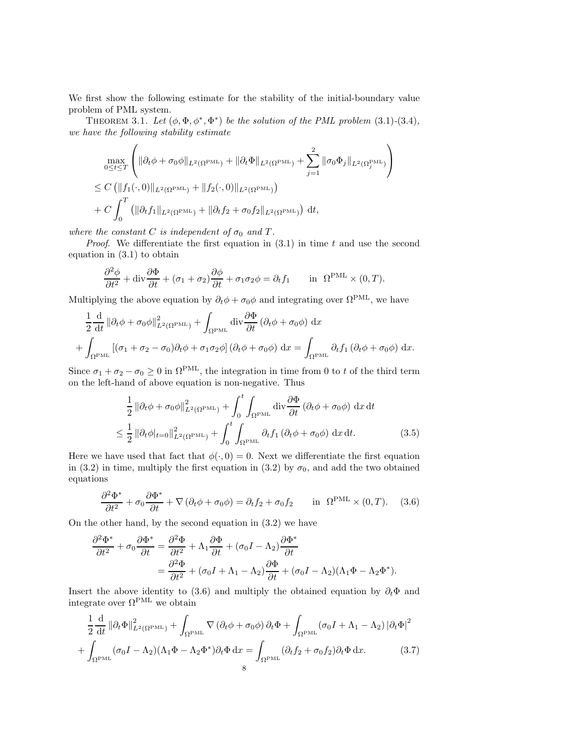We first show the following estimate for the stability of the initial-boundary value problem of PML system.

THEOREM 3.1. *Let $(\phi, \Phi, \phi^*, \Phi^*)$ be the solution of the PML problem* (3.1)-(3.4), *we have the following stability estimate*

$$
\begin{aligned}
&\max_{0\le t\le T}\left(\|\partial_t\phi+\sigma_0\phi\|_{L^2(\Omega^{\rm PML})}+\|\partial_t\Phi\|_{L^2(\Omega^{\rm PML})}+\sum_{j=1}^2\|\sigma_0\Phi_j\|_{L^2(\Omega_j^{\rm PML})}\right)\\
&\le C\left(\|f_1(\cdot,0)\|_{L^2(\Omega^{\rm PML})}+\|f_2(\cdot,0)\|_{L^2(\Omega^{\rm PML})}\right)\\
&+C\int_0^T\left(\|\partial_t f_1\|_{L^2(\Omega^{\rm PML})}+\|\partial_t f_2+\sigma_0 f_2\|_{L^2(\Omega^{\rm PML})}\right)\,{\rm d}t,
\end{aligned}
$$

*where the constant $C$ is independent of $\sigma_0$ and $T$.*

*Proof.* We differentiate the first equation in (3.1) in time $t$ and use the second equation in (3.1) to obtain

$$
\frac{\partial^2\phi}{\partial t^2}+{\rm div}\frac{\partial\Phi}{\partial t}+(\sigma_1+\sigma_2)\frac{\partial\phi}{\partial t}+\sigma_1\sigma_2\phi=\partial_t f_1\qquad\text{in }\ \Omega^{\rm PML}\times(0,T).
$$

Multiplying the above equation by $\partial_t\phi+\sigma_0\phi$ and integrating over $\Omega^{\rm PML}$, we have

$$
\begin{aligned}
&\frac{1}{2}\frac{\rm d}{{\rm d}t}\|\partial_t\phi+\sigma_0\phi\|_{L^2(\Omega^{\rm PML})}^2+\int_{\Omega^{\rm PML}}{\rm div}\frac{\partial\Phi}{\partial t}\left(\partial_t\phi+\sigma_0\phi\right)\,{\rm d}x\\
&+\int_{\Omega^{\rm PML}}\left[(\sigma_1+\sigma_2-\sigma_0)\partial_t\phi+\sigma_1\sigma_2\phi\right]\left(\partial_t\phi+\sigma_0\phi\right)\,{\rm d}x=\int_{\Omega^{\rm PML}}\partial_t f_1\left(\partial_t\phi+\sigma_0\phi\right)\,{\rm d}x.
\end{aligned}
$$

Since $\sigma_1+\sigma_2-\sigma_0\ge 0$ in $\Omega^{\rm PML}$, the integration in time from 0 to $t$ of the third term on the left-hand of above equation is non-negative. Thus

$$
\begin{aligned}
&\frac{1}{2}\|\partial_t\phi+\sigma_0\phi\|_{L^2(\Omega^{\rm PML})}^2+\int_0^t\int_{\Omega^{\rm PML}}{\rm div}\frac{\partial\Phi}{\partial t}\left(\partial_t\phi+\sigma_0\phi\right)\,{\rm d}x\,{\rm d}t\\
&\le\frac{1}{2}\|\partial_t\phi|_{t=0}\|_{L^2(\Omega^{\rm PML})}^2+\int_0^t\int_{\Omega^{\rm PML}}\partial_t f_1\left(\partial_t\phi+\sigma_0\phi\right)\,{\rm d}x\,{\rm d}t. \qquad (3.5)
\end{aligned}
$$

Here we have used that fact that $\phi(\cdot,0)=0$. Next we differentiate the first equation in (3.2) in time, multiply the first equation in (3.2) by $\sigma_0$, and add the two obtained equations

$$
\frac{\partial^2\Phi^*}{\partial t^2}+\sigma_0\frac{\partial\Phi^*}{\partial t}+\nabla\left(\partial_t\phi+\sigma_0\phi\right)=\partial_t f_2+\sigma_0 f_2\qquad\text{in }\ \Omega^{\rm PML}\times(0,T). \qquad (3.6)
$$

On the other hand, by the second equation in (3.2) we have

$$
\begin{aligned}
\frac{\partial^2\Phi^*}{\partial t^2}+\sigma_0\frac{\partial\Phi^*}{\partial t}&=\frac{\partial^2\Phi}{\partial t^2}+\Lambda_1\frac{\partial\Phi}{\partial t}+(\sigma_0 I-\Lambda_2)\frac{\partial\Phi^*}{\partial t}\\
&=\frac{\partial^2\Phi}{\partial t^2}+(\sigma_0 I+\Lambda_1-\Lambda_2)\frac{\partial\Phi}{\partial t}+(\sigma_0 I-\Lambda_2)(\Lambda_1\Phi-\Lambda_2\Phi^*).
\end{aligned}
$$

Insert the above identity to (3.6) and multiply the obtained equation by $\partial_t\Phi$ and integrate over $\Omega^{\rm PML}$ we obtain

$$
\begin{aligned}
&\frac{1}{2}\frac{\rm d}{{\rm d}t}\|\partial_t\Phi\|_{L^2(\Omega^{\rm PML})}^2+\int_{\Omega^{\rm PML}}\nabla\left(\partial_t\phi+\sigma_0\phi\right)\partial_t\Phi+\int_{\Omega^{\rm PML}}\left(\sigma_0 I+\Lambda_1-\Lambda_2\right)|\partial_t\Phi|^2\\
&+\int_{\Omega^{\rm PML}}(\sigma_0 I-\Lambda_2)(\Lambda_1\Phi-\Lambda_2\Phi^*)\partial_t\Phi\,{\rm d}x=\int_{\Omega^{\rm PML}}(\partial_t f_2+\sigma_0 f_2)\partial_t\Phi\,{\rm d}x. \qquad (3.7)
\end{aligned}
$$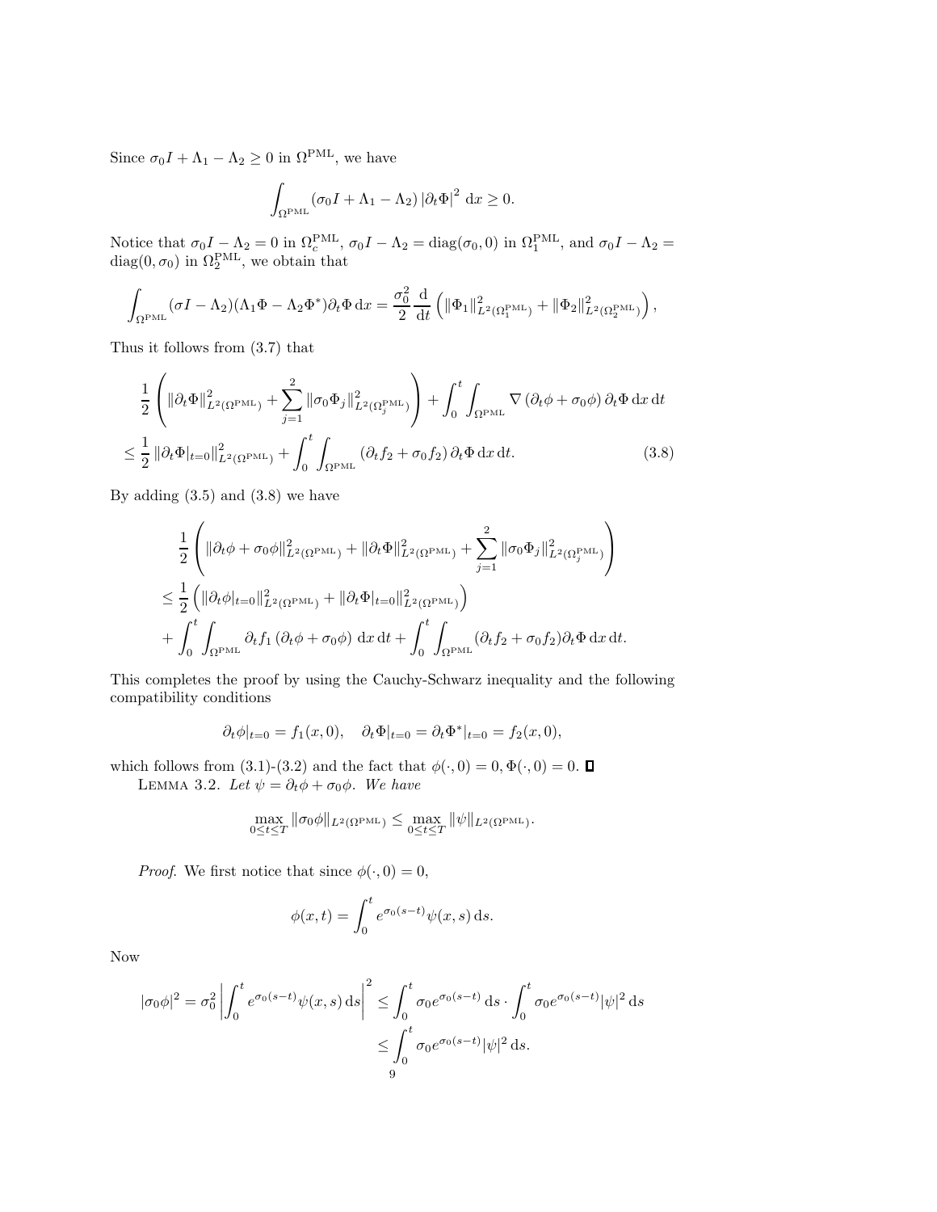Since $\sigma_0 I + \Lambda_1 - \Lambda_2 \geq 0$ in $\Omega^{\rm PML}$, we have

$$\int_{\Omega^{\rm PML}} (\sigma_0 I + \Lambda_1 - \Lambda_2) \left|\partial_t \Phi\right|^2 \, {\rm d}x \geq 0.$$

Notice that $\sigma_0 I - \Lambda_2 = 0$ in $\Omega_c^{\rm PML}$, $\sigma_0 I - \Lambda_2 = {\rm diag}(\sigma_0, 0)$ in $\Omega_1^{\rm PML}$, and $\sigma_0 I - \Lambda_2 = {\rm diag}(0, \sigma_0)$ in $\Omega_2^{\rm PML}$, we obtain that

$$\int_{\Omega^{\rm PML}} (\sigma I - \Lambda_2)(\Lambda_1 \Phi - \Lambda_2 \Phi^*) \partial_t \Phi \, {\rm d}x = \frac{\sigma_0^2}{2} \frac{\rm d}{{\rm d}t} \left( \|\Phi_1\|^2_{L^2(\Omega_1^{\rm PML})} + \|\Phi_2\|^2_{L^2(\Omega_2^{\rm PML})} \right),$$

Thus it follows from (3.7) that

$$\begin{aligned}
&\frac{1}{2} \left( \|\partial_t \Phi\|^2_{L^2(\Omega^{\rm PML})} + \sum_{j=1}^{2} \|\sigma_0 \Phi_j\|^2_{L^2(\Omega_j^{\rm PML})} \right) + \int_0^t \int_{\Omega^{\rm PML}} \nabla \left(\partial_t \phi + \sigma_0 \phi\right) \partial_t \Phi \, {\rm d}x \, {\rm d}t \\
&\leq \frac{1}{2} \|\partial_t \Phi|_{t=0}\|^2_{L^2(\Omega^{\rm PML})} + \int_0^t \int_{\Omega^{\rm PML}} \left(\partial_t f_2 + \sigma_0 f_2\right) \partial_t \Phi \, {\rm d}x \, {\rm d}t. \qquad (3.8)
\end{aligned}$$

By adding (3.5) and (3.8) we have

$$\begin{aligned}
&\frac{1}{2} \left( \|\partial_t \phi + \sigma_0 \phi\|^2_{L^2(\Omega^{\rm PML})} + \|\partial_t \Phi\|^2_{L^2(\Omega^{\rm PML})} + \sum_{j=1}^{2} \|\sigma_0 \Phi_j\|^2_{L^2(\Omega_j^{\rm PML})} \right) \\
&\leq \frac{1}{2} \left( \|\partial_t \phi|_{t=0}\|^2_{L^2(\Omega^{\rm PML})} + \|\partial_t \Phi|_{t=0}\|^2_{L^2(\Omega^{\rm PML})} \right) \\
&\quad + \int_0^t \int_{\Omega^{\rm PML}} \partial_t f_1 \left(\partial_t \phi + \sigma_0 \phi\right) \, {\rm d}x \, {\rm d}t + \int_0^t \int_{\Omega^{\rm PML}} (\partial_t f_2 + \sigma_0 f_2) \partial_t \Phi \, {\rm d}x \, {\rm d}t.
\end{aligned}$$

This completes the proof by using the Cauchy-Schwarz inequality and the following compatibility conditions

$$\partial_t \phi|_{t=0} = f_1(x, 0), \quad \partial_t \Phi|_{t=0} = \partial_t \Phi^*|_{t=0} = f_2(x, 0),$$

which follows from (3.1)-(3.2) and the fact that $\phi(\cdot, 0) = 0, \Phi(\cdot, 0) = 0$. ∎

LEMMA 3.2. *Let $\psi = \partial_t \phi + \sigma_0 \phi$. We have*

$$\max_{0 \leq t \leq T} \|\sigma_0 \phi\|_{L^2(\Omega^{\rm PML})} \leq \max_{0 \leq t \leq T} \|\psi\|_{L^2(\Omega^{\rm PML})}.$$

*Proof.* We first notice that since $\phi(\cdot, 0) = 0$,

$$\phi(x, t) = \int_0^t e^{\sigma_0 (s - t)} \psi(x, s) \, {\rm d}s.$$

Now

$$\begin{aligned}
|\sigma_0 \phi|^2 = \sigma_0^2 \left| \int_0^t e^{\sigma_0 (s-t)} \psi(x, s) \, {\rm d}s \right|^2 &\leq \int_0^t \sigma_0 e^{\sigma_0 (s-t)} \, {\rm d}s \cdot \int_0^t \sigma_0 e^{\sigma_0 (s-t)} |\psi|^2 \, {\rm d}s \\
&\leq \int_0^t \sigma_0 e^{\sigma_0 (s-t)} |\psi|^2 \, {\rm d}s.
\end{aligned}$$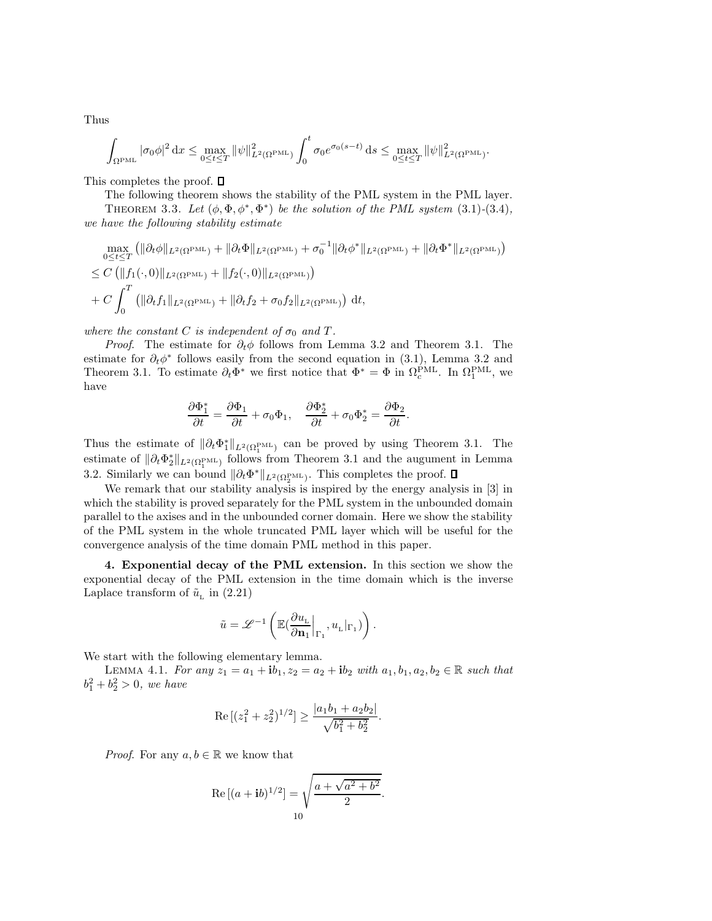Thus

$$\int_{\Omega^{\rm PML}} |\sigma_0\phi|^2\,{\rm d}x \le \max_{0\le t\le T}\|\psi\|^2_{L^2(\Omega^{\rm PML})}\int_0^t \sigma_0 e^{\sigma_0(s-t)}\,{\rm d}s \le \max_{0\le t\le T}\|\psi\|^2_{L^2(\Omega^{\rm PML})}.$$

This completes the proof. ∎

The following theorem shows the stability of the PML system in the PML layer.

THEOREM 3.3. *Let $(\phi,\Phi,\phi^*,\Phi^*)$ be the solution of the PML system* (3.1)-(3.4), *we have the following stability estimate*

$$\begin{aligned}
&\max_{0\le t\le T}\left(\|\partial_t\phi\|_{L^2(\Omega^{\rm PML})}+\|\partial_t\Phi\|_{L^2(\Omega^{\rm PML})}+\sigma_0^{-1}\|\partial_t\phi^*\|_{L^2(\Omega^{\rm PML})}+\|\partial_t\Phi^*\|_{L^2(\Omega^{\rm PML})}\right)\\
&\le C\left(\|f_1(\cdot,0)\|_{L^2(\Omega^{\rm PML})}+\|f_2(\cdot,0)\|_{L^2(\Omega^{\rm PML})}\right)\\
&+C\int_0^T\left(\|\partial_t f_1\|_{L^2(\Omega^{\rm PML})}+\|\partial_t f_2+\sigma_0 f_2\|_{L^2(\Omega^{\rm PML})}\right)\,{\rm d}t,
\end{aligned}$$

*where the constant $C$ is independent of $\sigma_0$ and $T$.*

*Proof*. The estimate for $\partial_t\phi$ follows from Lemma 3.2 and Theorem 3.1. The estimate for $\partial_t\phi^*$ follows easily from the second equation in (3.1), Lemma 3.2 and Theorem 3.1. To estimate $\partial_t\Phi^*$ we first notice that $\Phi^*=\Phi$ in $\Omega_c^{\rm PML}$. In $\Omega_1^{\rm PML}$, we have

$$\frac{\partial\Phi_1^*}{\partial t}=\frac{\partial\Phi_1}{\partial t}+\sigma_0\Phi_1,\quad \frac{\partial\Phi_2^*}{\partial t}+\sigma_0\Phi_2^*=\frac{\partial\Phi_2}{\partial t}.$$

Thus the estimate of $\|\partial_t\Phi_1^*\|_{L^2(\Omega_1^{\rm PML})}$ can be proved by using Theorem 3.1. The estimate of $\|\partial_t\Phi_2^*\|_{L^2(\Omega_1^{\rm PML})}$ follows from Theorem 3.1 and the augument in Lemma 3.2. Similarly we can bound $\|\partial_t\Phi^*\|_{L^2(\Omega_2^{\rm PML})}$. This completes the proof. ∎

We remark that our stability analysis is inspired by the energy analysis in [3] in which the stability is proved separately for the PML system in the unbounded domain parallel to the axises and in the unbounded corner domain. Here we show the stability of the PML system in the whole truncated PML layer which will be useful for the convergence analysis of the time domain PML method in this paper.

**4. Exponential decay of the PML extension.** In this section we show the exponential decay of the PML extension in the time domain which is the inverse Laplace transform of $\tilde{u}_{\rm L}$ in (2.21)

$$\tilde{u}=\mathscr{L}^{-1}\left(\mathbb{E}(\frac{\partial u_{\rm L}}{\partial\mathbf{n}_1}\Big|_{\Gamma_1},u_{\rm L}|_{\Gamma_1})\right).$$

We start with the following elementary lemma.

LEMMA 4.1. *For any $z_1=a_1+\mathbf{i}b_1, z_2=a_2+\mathbf{i}b_2$ with $a_1,b_1,a_2,b_2\in\mathbb{R}$ such that $b_1^2+b_2^2>0$, we have*

$${\rm Re}\,[(z_1^2+z_2^2)^{1/2}]\ge\frac{|a_1b_1+a_2b_2|}{\sqrt{b_1^2+b_2^2}}.$$

*Proof*. For any $a,b\in\mathbb{R}$ we know that

$${\rm Re}\,[(a+\mathbf{i}b)^{1/2}]=\sqrt{\frac{a+\sqrt{a^2+b^2}}{2}}.$$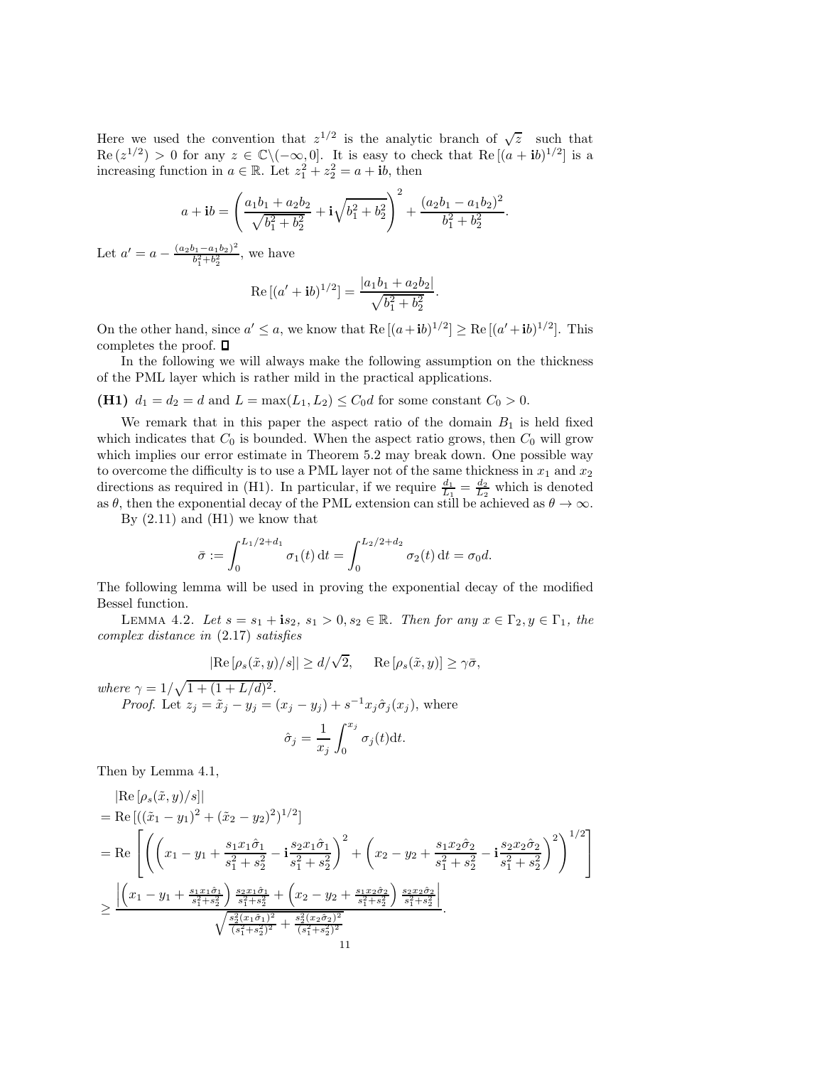Here we used the convention that $z^{1/2}$ is the analytic branch of $\sqrt{z}$ such that $\mathrm{Re}\,(z^{1/2}) > 0$ for any $z \in \mathbb{C}\backslash(-\infty, 0]$. It is easy to check that $\mathrm{Re}\,[(a+\mathbf{i}b)^{1/2}]$ is a increasing function in $a \in \mathbb{R}$. Let $z_1^2 + z_2^2 = a + \mathbf{i}b$, then

$$
a + \mathbf{i}b = \left( \frac{a_1 b_1 + a_2 b_2}{\sqrt{b_1^2 + b_2^2}} + \mathbf{i}\sqrt{b_1^2 + b_2^2} \right)^2 + \frac{(a_2 b_1 - a_1 b_2)^2}{b_1^2 + b_2^2}.
$$

Let $a' = a - \frac{(a_2 b_1 - a_1 b_2)^2}{b_1^2 + b_2^2}$, we have

$$
\mathrm{Re}\,[(a' + \mathbf{i}b)^{1/2}] = \frac{|a_1 b_1 + a_2 b_2|}{\sqrt{b_1^2 + b_2^2}}.
$$

On the other hand, since $a' \le a$, we know that $\mathrm{Re}\,[(a+\mathbf{i}b)^{1/2}] \ge \mathrm{Re}\,[(a'+\mathbf{i}b)^{1/2}]$. This completes the proof. $\square$

In the following we will always make the following assumption on the thickness of the PML layer which is rather mild in the practical applications.

**(H1)** $d_1 = d_2 = d$ and $L = \max(L_1, L_2) \le C_0 d$ for some constant $C_0 > 0$.

We remark that in this paper the aspect ratio of the domain $B_1$ is held fixed which indicates that $C_0$ is bounded. When the aspect ratio grows, then $C_0$ will grow which implies our error estimate in Theorem 5.2 may break down. One possible way to overcome the difficulty is to use a PML layer not of the same thickness in $x_1$ and $x_2$ directions as required in (H1). In particular, if we require $\frac{d_1}{L_1} = \frac{d_2}{L_2}$ which is denoted as $\theta$, then the exponential decay of the PML extension can still be achieved as $\theta \to \infty$.

By (2.11) and (H1) we know that

$$
\bar{\sigma} := \int_0^{L_1/2+d_1} \sigma_1(t)\,\mathrm{d}t = \int_0^{L_2/2+d_2} \sigma_2(t)\,\mathrm{d}t = \sigma_0 d.
$$

The following lemma will be used in proving the exponential decay of the modified Bessel function.

Lemma 4.2. *Let $s = s_1 + \mathbf{i}s_2$, $s_1 > 0, s_2 \in \mathbb{R}$. Then for any $x \in \Gamma_2, y \in \Gamma_1$, the complex distance in* (2.17) *satisfies*

$$
|\mathrm{Re}\,[\rho_s(\tilde{x}, y)/s]| \ge d/\sqrt{2}, \qquad \mathrm{Re}\,[\rho_s(\tilde{x}, y)] \ge \gamma\bar{\sigma},
$$

*where $\gamma = 1/\sqrt{1 + (1 + L/d)^2}$.*

*Proof.* Let $z_j = \tilde{x}_j - y_j = (x_j - y_j) + s^{-1} x_j \hat{\sigma}_j(x_j)$, where

$$
\hat{\sigma}_j = \frac{1}{x_j}\int_0^{x_j} \sigma_j(t)\mathrm{d}t.
$$

Then by Lemma 4.1,

$$
\begin{aligned}
&|\mathrm{Re}\,[\rho_s(\tilde{x}, y)/s]| \\
&= \mathrm{Re}\,[((\tilde{x}_1 - y_1)^2 + (\tilde{x}_2 - y_2)^2)^{1/2}] \\
&= \mathrm{Re}\left[ \left( \left( x_1 - y_1 + \frac{s_1 x_1 \hat{\sigma}_1}{s_1^2 + s_2^2} - \mathbf{i}\frac{s_2 x_1 \hat{\sigma}_1}{s_1^2 + s_2^2} \right)^2 + \left( x_2 - y_2 + \frac{s_1 x_2 \hat{\sigma}_2}{s_1^2 + s_2^2} - \mathbf{i}\frac{s_2 x_2 \hat{\sigma}_2}{s_1^2 + s_2^2} \right)^2 \right)^{1/2} \right] \\
&\ge \frac{\left| \left( x_1 - y_1 + \frac{s_1 x_1 \hat{\sigma}_1}{s_1^2 + s_2^2} \right) \frac{s_2 x_1 \hat{\sigma}_1}{s_1^2 + s_2^2} + \left( x_2 - y_2 + \frac{s_1 x_2 \hat{\sigma}_2}{s_1^2 + s_2^2} \right) \frac{s_2 x_2 \hat{\sigma}_2}{s_1^2 + s_2^2} \right|}{\sqrt{\frac{s_2^2 (x_1 \hat{\sigma}_1)^2}{(s_1^2 + s_2^2)^2} + \frac{s_2^2 (x_2 \hat{\sigma}_2)^2}{(s_1^2 + s_2^2)^2}}}.
\end{aligned}
$$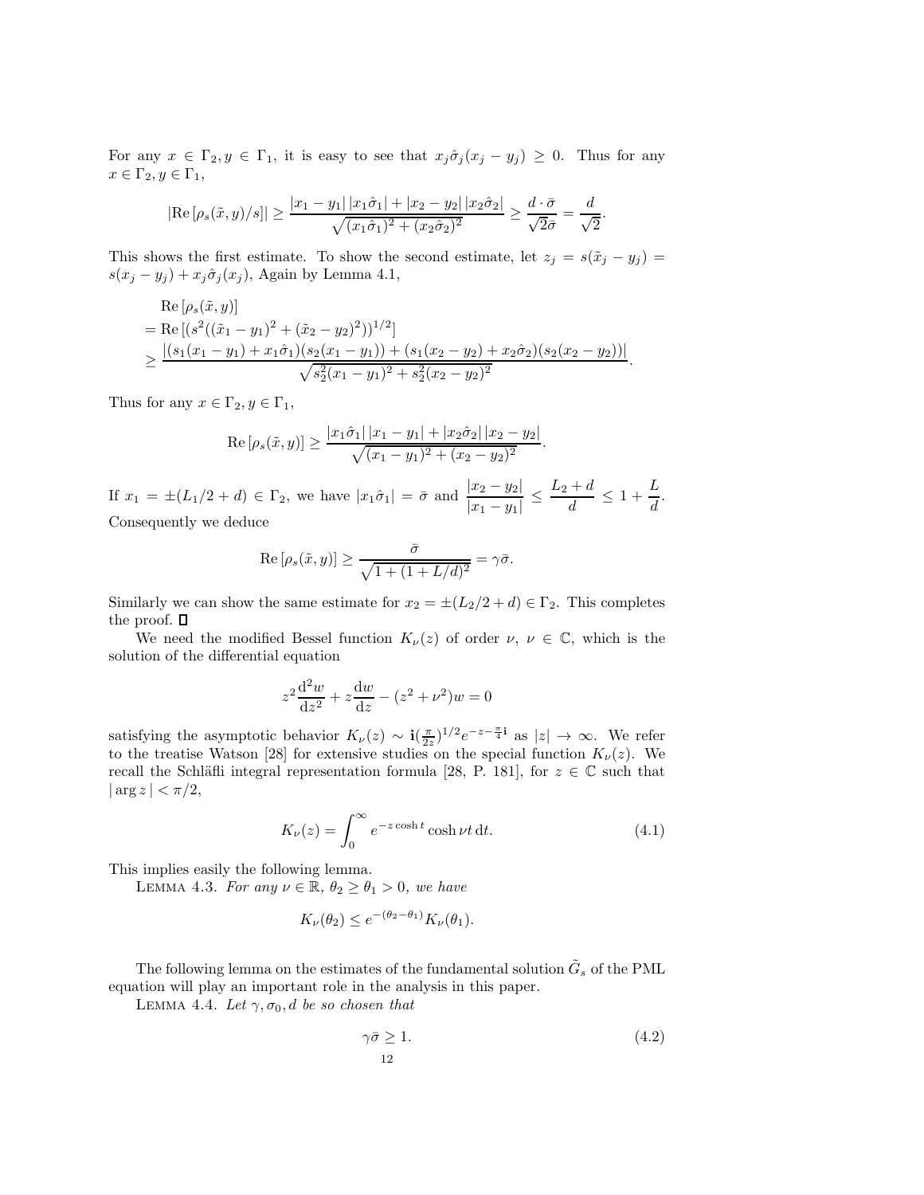For any $x \in \Gamma_2, y \in \Gamma_1$, it is easy to see that $x_j\hat{\sigma}_j(x_j - y_j) \geq 0$. Thus for any $x \in \Gamma_2, y \in \Gamma_1$,

$$
|\mathrm{Re}\,[\rho_s(\tilde{x}, y)/s]| \geq \frac{|x_1 - y_1|\,|x_1\hat{\sigma}_1| + |x_2 - y_2|\,|x_2\hat{\sigma}_2|}{\sqrt{(x_1\hat{\sigma}_1)^2 + (x_2\hat{\sigma}_2)^2}} \geq \frac{d \cdot \bar{\sigma}}{\sqrt{2}\bar{\sigma}} = \frac{d}{\sqrt{2}}.
$$

This shows the first estimate. To show the second estimate, let $z_j = s(\tilde{x}_j - y_j) = s(x_j - y_j) + x_j\hat{\sigma}_j(x_j)$, Again by Lemma 4.1,

$$
\begin{aligned}
&\mathrm{Re}\,[\rho_s(\tilde{x}, y)] \\
&= \mathrm{Re}\,[(s^2((\tilde{x}_1 - y_1)^2 + (\tilde{x}_2 - y_2)^2))^{1/2}] \\
&\geq \frac{|(s_1(x_1 - y_1) + x_1\hat{\sigma}_1)(s_2(x_1 - y_1)) + (s_1(x_2 - y_2) + x_2\hat{\sigma}_2)(s_2(x_2 - y_2))|}{\sqrt{s_2^2(x_1 - y_1)^2 + s_2^2(x_2 - y_2)^2}}.
\end{aligned}
$$

Thus for any $x \in \Gamma_2, y \in \Gamma_1$,

$$
\mathrm{Re}\,[\rho_s(\tilde{x}, y)] \geq \frac{|x_1\hat{\sigma}_1|\,|x_1 - y_1| + |x_2\hat{\sigma}_2|\,|x_2 - y_2|}{\sqrt{(x_1 - y_1)^2 + (x_2 - y_2)^2}}.
$$

If $x_1 = \pm(L_1/2 + d) \in \Gamma_2$, we have $|x_1\hat{\sigma}_1| = \bar{\sigma}$ and $\dfrac{|x_2 - y_2|}{|x_1 - y_1|} \leq \dfrac{L_2 + d}{d} \leq 1 + \dfrac{L}{d}$. Consequently we deduce

$$
\mathrm{Re}\,[\rho_s(\tilde{x}, y)] \geq \frac{\bar{\sigma}}{\sqrt{1 + (1 + L/d)^2}} = \gamma\bar{\sigma}.
$$

Similarly we can show the same estimate for $x_2 = \pm(L_2/2 + d) \in \Gamma_2$. This completes the proof. $\square$

We need the modified Bessel function $K_\nu(z)$ of order $\nu$, $\nu \in \mathbb{C}$, which is the solution of the differential equation

$$
z^2\frac{\mathrm{d}^2 w}{\mathrm{d}z^2} + z\frac{\mathrm{d}w}{\mathrm{d}z} - (z^2 + \nu^2)w = 0
$$

satisfying the asymptotic behavior $K_\nu(z) \sim \mathbf{i}(\frac{\pi}{2z})^{1/2}e^{-z-\frac{\pi}{4}\mathbf{i}}$ as $|z| \to \infty$. We refer to the treatise Watson [28] for extensive studies on the special function $K_\nu(z)$. We recall the Schläfli integral representation formula [28, P. 181], for $z \in \mathbb{C}$ such that $|\arg z| < \pi/2$,

$$
K_\nu(z) = \int_0^\infty e^{-z\cosh t}\cosh \nu t\,\mathrm{d}t. \tag{4.1}
$$

This implies easily the following lemma.

Lemma 4.3. *For any $\nu \in \mathbb{R}$, $\theta_2 \geq \theta_1 > 0$, we have*

$$
K_\nu(\theta_2) \leq e^{-(\theta_2 - \theta_1)}K_\nu(\theta_1).
$$

The following lemma on the estimates of the fundamental solution $\tilde{G}_s$ of the PML equation will play an important role in the analysis in this paper.

Lemma 4.4. *Let $\gamma, \sigma_0, d$ be so chosen that*

$$
\gamma\bar{\sigma} \geq 1. \tag{4.2}
$$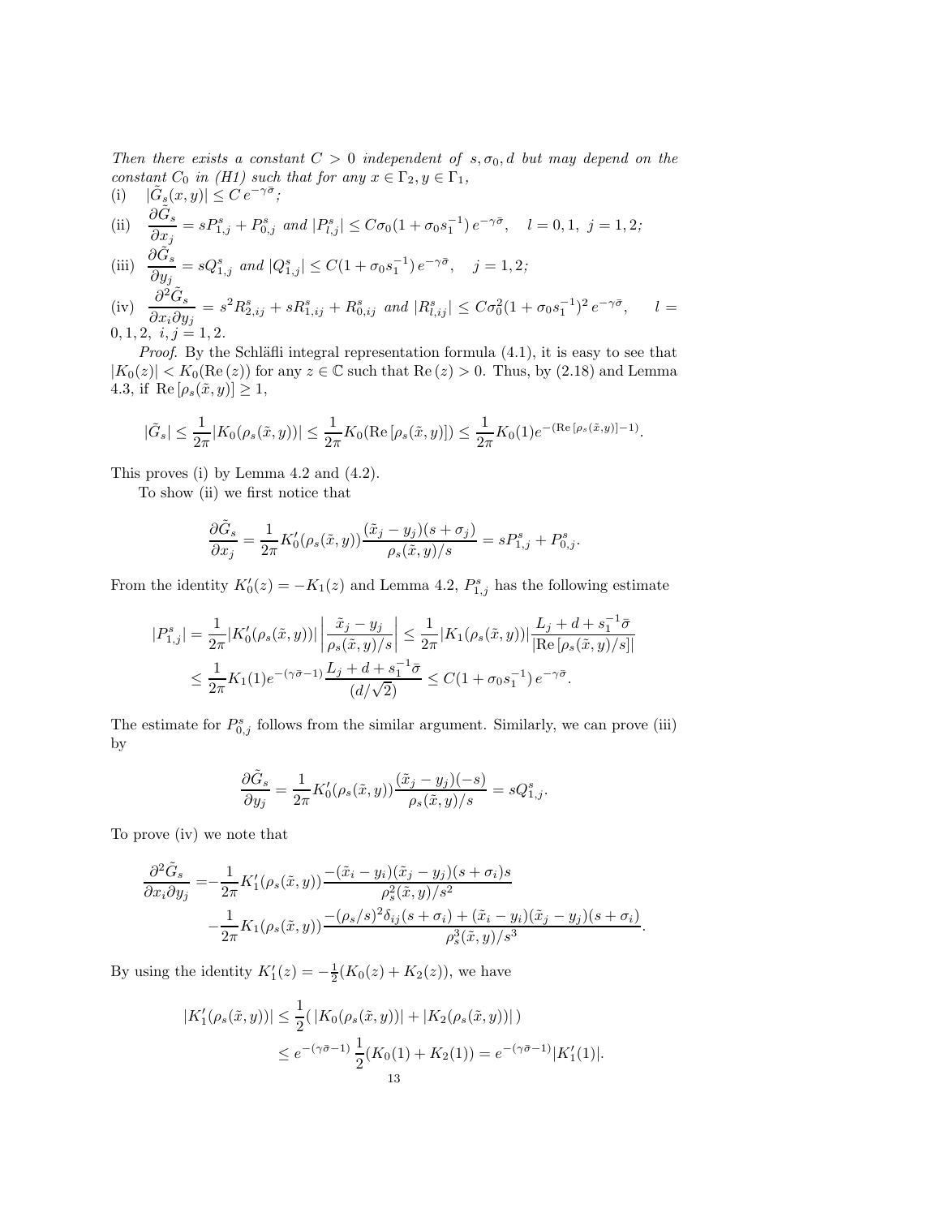*Then there exists a constant $C > 0$ independent of $s, \sigma_0, d$ but may depend on the constant $C_0$ in (H1) such that for any $x \in \Gamma_2, y \in \Gamma_1$,*

(i) $|\tilde{G}_s(x,y)| \le C\, e^{-\gamma\bar{\sigma}}$;

(ii) $\dfrac{\partial \tilde{G}_s}{\partial x_j} = sP^s_{1,j} + P^s_{0,j}$ *and* $|P^s_{l,j}| \le C\sigma_0(1+\sigma_0 s_1^{-1})\, e^{-\gamma\bar{\sigma}}, \quad l = 0,1,\ j = 1,2$;

(iii) $\dfrac{\partial \tilde{G}_s}{\partial y_j} = sQ^s_{1,j}$ *and* $|Q^s_{1,j}| \le C(1+\sigma_0 s_1^{-1})\, e^{-\gamma\bar{\sigma}}, \quad j = 1,2$;

(iv) $\dfrac{\partial^2 \tilde{G}_s}{\partial x_i \partial y_j} = s^2 R^s_{2,ij} + sR^s_{1,ij} + R^s_{0,ij}$ *and* $|R^s_{l,ij}| \le C\sigma_0^2(1+\sigma_0 s_1^{-1})^2\, e^{-\gamma\bar{\sigma}}, \quad l = 0,1,2,\ i,j = 1,2.$

*Proof.* By the Schläfli integral representation formula (4.1), it is easy to see that $|K_0(z)| < K_0(\mathrm{Re}\,(z))$ for any $z \in \mathbb{C}$ such that $\mathrm{Re}\,(z) > 0$. Thus, by (2.18) and Lemma 4.3, if $\mathrm{Re}\,[\rho_s(\tilde{x},y)] \ge 1$,

$$|\tilde{G}_s| \le \frac{1}{2\pi}|K_0(\rho_s(\tilde{x},y))| \le \frac{1}{2\pi}K_0(\mathrm{Re}\,[\rho_s(\tilde{x},y)]) \le \frac{1}{2\pi}K_0(1)e^{-(\mathrm{Re}\,[\rho_s(\tilde{x},y)]-1)}.$$

This proves (i) by Lemma 4.2 and (4.2).

To show (ii) we first notice that

$$\frac{\partial \tilde{G}_s}{\partial x_j} = \frac{1}{2\pi}K_0'(\rho_s(\tilde{x},y))\frac{(\tilde{x}_j - y_j)(s+\sigma_j)}{\rho_s(\tilde{x},y)/s} = sP^s_{1,j} + P^s_{0,j}.$$

From the identity $K_0'(z) = -K_1(z)$ and Lemma 4.2, $P^s_{1,j}$ has the following estimate

$$\begin{aligned}
|P^s_{1,j}| &= \frac{1}{2\pi}|K_0'(\rho_s(\tilde{x},y))|\left|\frac{\tilde{x}_j - y_j}{\rho_s(\tilde{x},y)/s}\right| \le \frac{1}{2\pi}|K_1(\rho_s(\tilde{x},y))|\frac{L_j + d + s_1^{-1}\bar{\sigma}}{|\mathrm{Re}\,[\rho_s(\tilde{x},y)/s]|}\\
&\le \frac{1}{2\pi}K_1(1)e^{-(\gamma\bar{\sigma}-1)}\frac{L_j + d + s_1^{-1}\bar{\sigma}}{(d/\sqrt{2})} \le C(1+\sigma_0 s_1^{-1})\, e^{-\gamma\bar{\sigma}}.
\end{aligned}$$

The estimate for $P^s_{0,j}$ follows from the similar argument. Similarly, we can prove (iii) by

$$\frac{\partial \tilde{G}_s}{\partial y_j} = \frac{1}{2\pi}K_0'(\rho_s(\tilde{x},y))\frac{(\tilde{x}_j - y_j)(-s)}{\rho_s(\tilde{x},y)/s} = sQ^s_{1,j}.$$

To prove (iv) we note that

$$\begin{aligned}
\frac{\partial^2 \tilde{G}_s}{\partial x_i \partial y_j} =& -\frac{1}{2\pi}K_1'(\rho_s(\tilde{x},y))\frac{-(\tilde{x}_i - y_i)(\tilde{x}_j - y_j)(s+\sigma_i)s}{\rho_s^2(\tilde{x},y)/s^2}\\
&-\frac{1}{2\pi}K_1(\rho_s(\tilde{x},y))\frac{-(\rho_s/s)^2\delta_{ij}(s+\sigma_i) + (\tilde{x}_i - y_i)(\tilde{x}_j - y_j)(s+\sigma_i)}{\rho_s^3(\tilde{x},y)/s^3}.
\end{aligned}$$

By using the identity $K_1'(z) = -\frac{1}{2}(K_0(z) + K_2(z))$, we have

$$\begin{aligned}
|K_1'(\rho_s(\tilde{x},y))| &\le \frac{1}{2}(\,|K_0(\rho_s(\tilde{x},y))| + |K_2(\rho_s(\tilde{x},y))|\,)\\
&\le e^{-(\gamma\bar{\sigma}-1)}\,\frac{1}{2}(K_0(1) + K_2(1)) = e^{-(\gamma\bar{\sigma}-1)}|K_1'(1)|.
\end{aligned}$$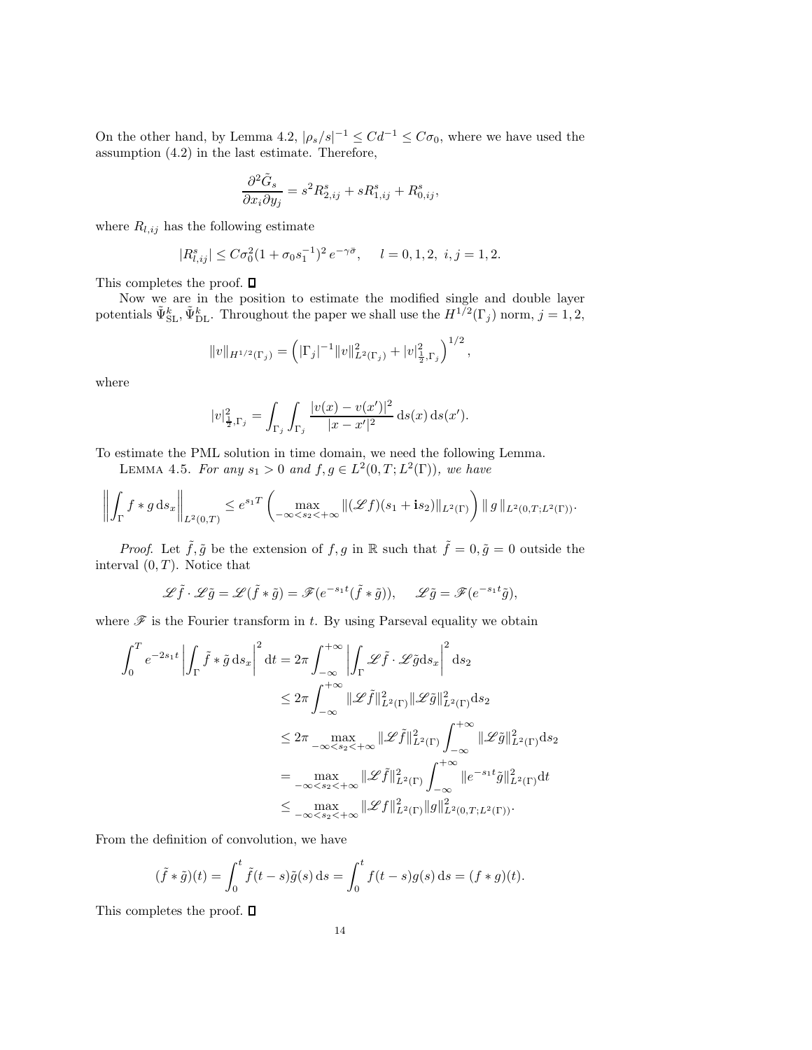On the other hand, by Lemma 4.2, $|\rho_s/s|^{-1} \le Cd^{-1} \le C\sigma_0$, where we have used the assumption (4.2) in the last estimate. Therefore,

$$\frac{\partial^2 \tilde{G}_s}{\partial x_i \partial y_j} = s^2 R^s_{2,ij} + sR^s_{1,ij} + R^s_{0,ij},$$

where $R_{l,ij}$ has the following estimate

$$|R^s_{l,ij}| \le C\sigma_0^2(1+\sigma_0 s_1^{-1})^2\, e^{-\gamma\bar{\sigma}}, \quad l=0,1,2,\ i,j=1,2.$$

This completes the proof. □

Now we are in the position to estimate the modified single and double layer potentials $\tilde{\Psi}^k_{\rm SL}, \tilde{\Psi}^k_{\rm DL}$. Throughout the paper we shall use the $H^{1/2}(\Gamma_j)$ norm, $j=1,2$,

$$\|v\|_{H^{1/2}(\Gamma_j)} = \left(|\Gamma_j|^{-1}\|v\|^2_{L^2(\Gamma_j)} + |v|^2_{\frac{1}{2},\Gamma_j}\right)^{1/2},$$

where

$$|v|^2_{\frac{1}{2},\Gamma_j} = \int_{\Gamma_j}\int_{\Gamma_j} \frac{|v(x)-v(x')|^2}{|x-x'|^2}\,{\rm d}s(x)\,{\rm d}s(x').$$

To estimate the PML solution in time domain, we need the following Lemma.

Lemma 4.5. *For any $s_1>0$ and $f,g \in L^2(0,T;L^2(\Gamma))$, we have*

$$\left\|\int_\Gamma f*g\,{\rm d}s_x\right\|_{L^2(0,T)} \le e^{s_1 T}\left(\max_{-\infty<s_2<+\infty}\|(\mathscr{L}f)(s_1+{\bf i}s_2)\|_{L^2(\Gamma)}\right)\|\,g\,\|_{L^2(0,T;L^2(\Gamma))}.$$

*Proof.* Let $\tilde{f},\tilde{g}$ be the extension of $f,g$ in $\mathbb{R}$ such that $\tilde{f}=0,\tilde{g}=0$ outside the interval $(0,T)$. Notice that

$$\mathscr{L}\tilde{f}\cdot\mathscr{L}\tilde{g} = \mathscr{L}(\tilde{f}*\tilde{g}) = \mathscr{F}(e^{-s_1 t}(\tilde{f}*\tilde{g})), \quad \mathscr{L}\tilde{g} = \mathscr{F}(e^{-s_1 t}\tilde{g}),$$

where $\mathscr{F}$ is the Fourier transform in $t$. By using Parseval equality we obtain

$$\begin{aligned}
\int_0^T e^{-2s_1 t}\left|\int_\Gamma \tilde{f}*\tilde{g}\,{\rm d}s_x\right|^2{\rm d}t &= 2\pi\int_{-\infty}^{+\infty}\left|\int_\Gamma \mathscr{L}\tilde{f}\cdot\mathscr{L}\tilde{g}{\rm d}s_x\right|^2{\rm d}s_2\\
&\le 2\pi\int_{-\infty}^{+\infty}\|\mathscr{L}\tilde{f}\|^2_{L^2(\Gamma)}\|\mathscr{L}\tilde{g}\|^2_{L^2(\Gamma)}{\rm d}s_2\\
&\le 2\pi\max_{-\infty<s_2<+\infty}\|\mathscr{L}\tilde{f}\|^2_{L^2(\Gamma)}\int_{-\infty}^{+\infty}\|\mathscr{L}\tilde{g}\|^2_{L^2(\Gamma)}{\rm d}s_2\\
&= \max_{-\infty<s_2<+\infty}\|\mathscr{L}\tilde{f}\|^2_{L^2(\Gamma)}\int_{-\infty}^{+\infty}\|e^{-s_1 t}\tilde{g}\|^2_{L^2(\Gamma)}{\rm d}t\\
&\le \max_{-\infty<s_2<+\infty}\|\mathscr{L}f\|^2_{L^2(\Gamma)}\|g\|^2_{L^2(0,T;L^2(\Gamma))}.
\end{aligned}$$

From the definition of convolution, we have

$$(\tilde{f}*\tilde{g})(t) = \int_0^t \tilde{f}(t-s)\tilde{g}(s)\,{\rm d}s = \int_0^t f(t-s)g(s)\,{\rm d}s = (f*g)(t).$$

This completes the proof. □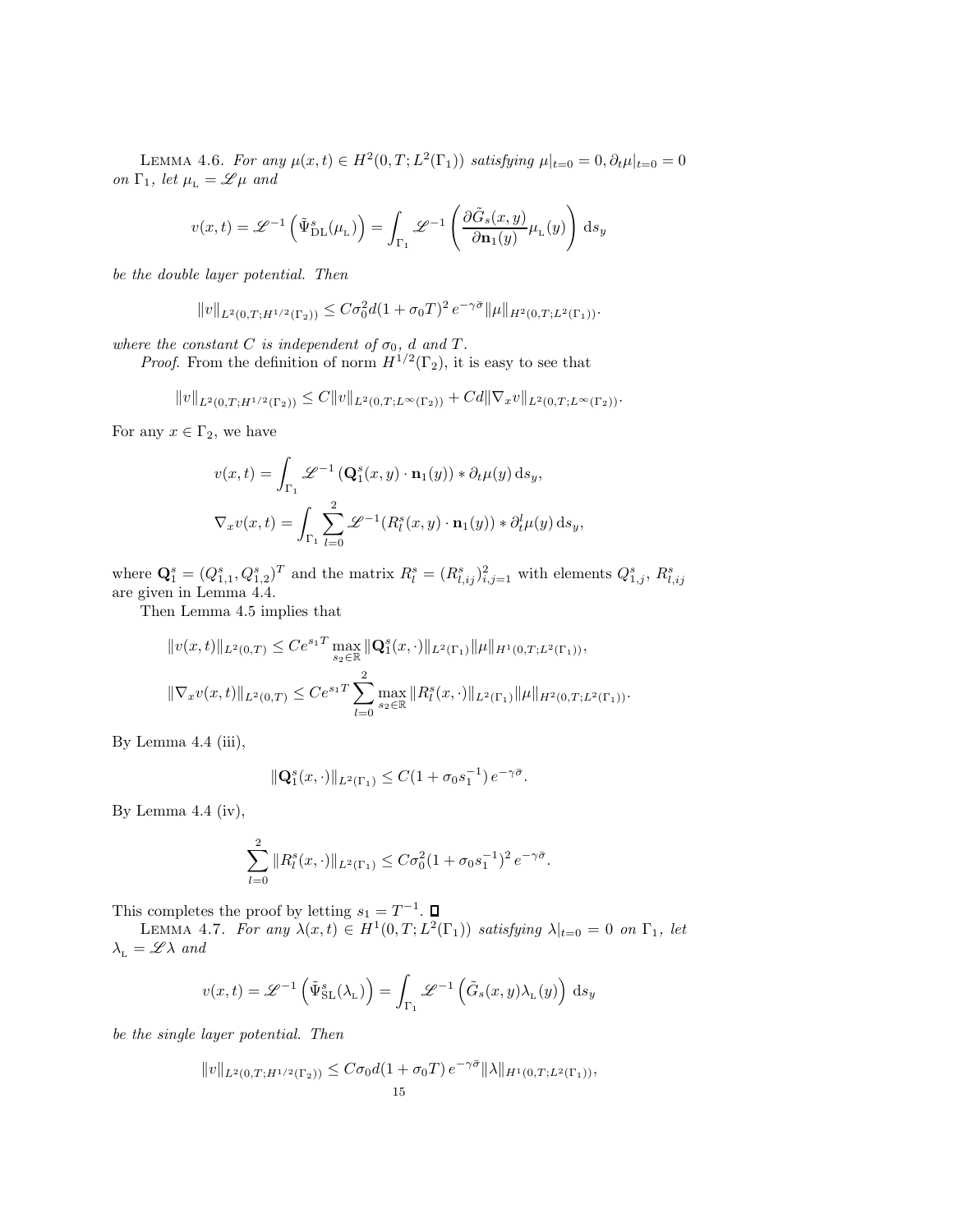LEMMA 4.6. *For any $\mu(x,t) \in H^2(0,T;L^2(\Gamma_1))$ satisfying $\mu|_{t=0} = 0, \partial_t\mu|_{t=0} = 0$ on $\Gamma_1$, let $\mu_{\rm L} = \mathscr{L}\mu$ and*

$$v(x,t) = \mathscr{L}^{-1}\left(\tilde{\Psi}^s_{\rm DL}(\mu_{\rm L})\right) = \int_{\Gamma_1} \mathscr{L}^{-1}\left(\frac{\partial \tilde{G}_s(x,y)}{\partial \mathbf{n}_1(y)}\mu_{\rm L}(y)\right) {\rm d}s_y$$

*be the double layer potential. Then*

$$\|v\|_{L^2(0,T;H^{1/2}(\Gamma_2))} \le C\sigma_0^2 d(1+\sigma_0 T)^2 \, e^{-\gamma\bar{\sigma}} \|\mu\|_{H^2(0,T;L^2(\Gamma_1))}.$$

*where the constant $C$ is independent of $\sigma_0$, $d$ and $T$.*

*Proof.* From the definition of norm $H^{1/2}(\Gamma_2)$, it is easy to see that

$$\|v\|_{L^2(0,T;H^{1/2}(\Gamma_2))} \le C\|v\|_{L^2(0,T;L^\infty(\Gamma_2))} + Cd\|\nabla_x v\|_{L^2(0,T;L^\infty(\Gamma_2))}.$$

For any $x \in \Gamma_2$, we have

$$v(x,t) = \int_{\Gamma_1} \mathscr{L}^{-1}\left(\mathbf{Q}^s_1(x,y)\cdot\mathbf{n}_1(y)\right) * \partial_t\mu(y)\,{\rm d}s_y,$$

$$\nabla_x v(x,t) = \int_{\Gamma_1} \sum_{l=0}^{2} \mathscr{L}^{-1}(R^s_l(x,y)\cdot\mathbf{n}_1(y)) * \partial_t^l\mu(y)\,{\rm d}s_y,$$

where $\mathbf{Q}^s_1 = (Q^s_{1,1}, Q^s_{1,2})^T$ and the matrix $R^s_l = (R^s_{l,ij})^2_{i,j=1}$ with elements $Q^s_{1,j}$, $R^s_{l,ij}$ are given in Lemma 4.4.

Then Lemma 4.5 implies that

$$\|v(x,t)\|_{L^2(0,T)} \le Ce^{s_1 T}\max_{s_2\in\mathbb{R}}\|\mathbf{Q}^s_1(x,\cdot)\|_{L^2(\Gamma_1)}\|\mu\|_{H^1(0,T;L^2(\Gamma_1))},$$

$$\|\nabla_x v(x,t)\|_{L^2(0,T)} \le Ce^{s_1 T}\sum_{l=0}^{2}\max_{s_2\in\mathbb{R}}\|R^s_l(x,\cdot)\|_{L^2(\Gamma_1)}\|\mu\|_{H^2(0,T;L^2(\Gamma_1))}.$$

By Lemma 4.4 (iii),

$$\|\mathbf{Q}^s_1(x,\cdot)\|_{L^2(\Gamma_1)} \le C(1+\sigma_0 s_1^{-1})\, e^{-\gamma\bar{\sigma}}.$$

By Lemma 4.4 (iv),

$$\sum_{l=0}^{2}\|R^s_l(x,\cdot)\|_{L^2(\Gamma_1)} \le C\sigma_0^2(1+\sigma_0 s_1^{-1})^2\, e^{-\gamma\bar{\sigma}}.$$

This completes the proof by letting $s_1 = T^{-1}$. ∎

LEMMA 4.7. *For any $\lambda(x,t) \in H^1(0,T;L^2(\Gamma_1))$ satisfying $\lambda|_{t=0} = 0$ on $\Gamma_1$, let $\lambda_{\rm L} = \mathscr{L}\lambda$ and*

$$v(x,t) = \mathscr{L}^{-1}\left(\tilde{\Psi}^s_{\rm SL}(\lambda_{\rm L})\right) = \int_{\Gamma_1} \mathscr{L}^{-1}\left(\tilde{G}_s(x,y)\lambda_{\rm L}(y)\right) {\rm d}s_y$$

*be the single layer potential. Then*

$$\|v\|_{L^2(0,T;H^{1/2}(\Gamma_2))} \le C\sigma_0 d(1+\sigma_0 T)\, e^{-\gamma\bar{\sigma}}\|\lambda\|_{H^1(0,T;L^2(\Gamma_1))},$$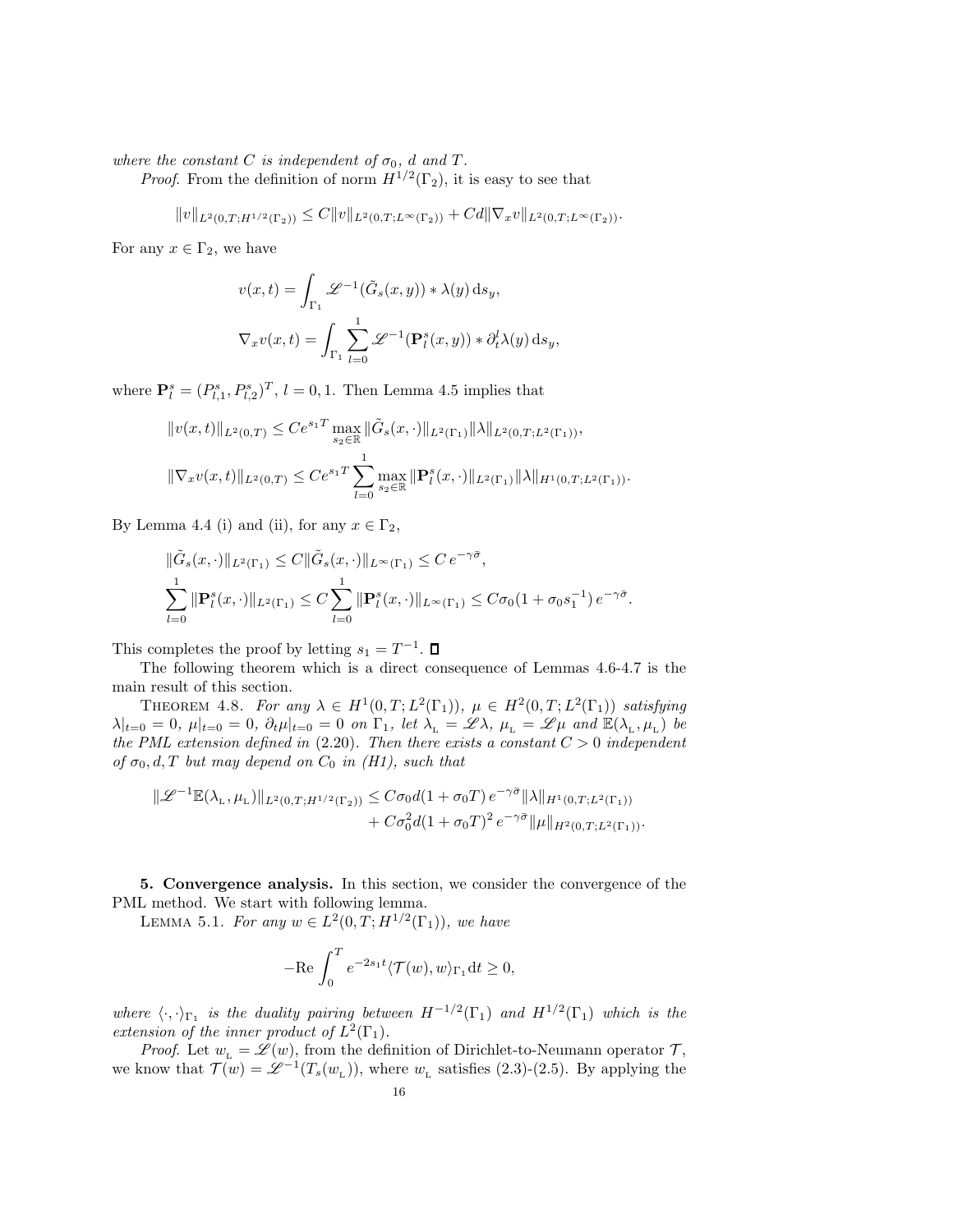*where the constant $C$ is independent of $\sigma_0$, $d$ and $T$.*

*Proof.* From the definition of norm $H^{1/2}(\Gamma_2)$, it is easy to see that

$$\|v\|_{L^2(0,T;H^{1/2}(\Gamma_2))} \le C\|v\|_{L^2(0,T;L^\infty(\Gamma_2))} + Cd\|\nabla_x v\|_{L^2(0,T;L^\infty(\Gamma_2))}.$$

For any $x \in \Gamma_2$, we have

$$v(x,t) = \int_{\Gamma_1} \mathscr{L}^{-1}(\tilde{G}_s(x,y)) * \lambda(y)\,\mathrm{d}s_y,$$

$$\nabla_x v(x,t) = \int_{\Gamma_1} \sum_{l=0}^{1} \mathscr{L}^{-1}(\mathbf{P}_l^s(x,y)) * \partial_t^l \lambda(y)\,\mathrm{d}s_y,$$

where $\mathbf{P}_l^s = (P_{l,1}^s, P_{l,2}^s)^T$, $l = 0,1$. Then Lemma 4.5 implies that

$$\|v(x,t)\|_{L^2(0,T)} \le Ce^{s_1 T} \max_{s_2\in\mathbb{R}} \|\tilde{G}_s(x,\cdot)\|_{L^2(\Gamma_1)} \|\lambda\|_{L^2(0,T;L^2(\Gamma_1))},$$

$$\|\nabla_x v(x,t)\|_{L^2(0,T)} \le Ce^{s_1 T} \sum_{l=0}^{1} \max_{s_2\in\mathbb{R}} \|\mathbf{P}_l^s(x,\cdot)\|_{L^2(\Gamma_1)} \|\lambda\|_{H^1(0,T;L^2(\Gamma_1))}.$$

By Lemma 4.4 (i) and (ii), for any $x \in \Gamma_2$,

$$\|\tilde{G}_s(x,\cdot)\|_{L^2(\Gamma_1)} \le C\|\tilde{G}_s(x,\cdot)\|_{L^\infty(\Gamma_1)} \le C\,e^{-\gamma\bar{\sigma}},$$

$$\sum_{l=0}^{1} \|\mathbf{P}_l^s(x,\cdot)\|_{L^2(\Gamma_1)} \le C\sum_{l=0}^{1} \|\mathbf{P}_l^s(x,\cdot)\|_{L^\infty(\Gamma_1)} \le C\sigma_0(1+\sigma_0 s_1^{-1})\,e^{-\gamma\bar{\sigma}}.$$

This completes the proof by letting $s_1 = T^{-1}$. ∎

The following theorem which is a direct consequence of Lemmas 4.6-4.7 is the main result of this section.

Theorem 4.8. *For any $\lambda \in H^1(0,T;L^2(\Gamma_1))$, $\mu \in H^2(0,T;L^2(\Gamma_1))$ satisfying $\lambda|_{t=0} = 0$, $\mu|_{t=0} = 0$, $\partial_t\mu|_{t=0} = 0$ on $\Gamma_1$, let $\lambda_{\mathrm{L}} = \mathscr{L}\lambda$, $\mu_{\mathrm{L}} = \mathscr{L}\mu$ and $\mathbb{E}(\lambda_{\mathrm{L}}, \mu_{\mathrm{L}})$ be the PML extension defined in* (2.20)*. Then there exists a constant $C > 0$ independent of $\sigma_0, d, T$ but may depend on $C_0$ in (H1), such that*

$$\begin{aligned}\|\mathscr{L}^{-1}\mathbb{E}(\lambda_{\mathrm{L}}, \mu_{\mathrm{L}})\|_{L^2(0,T;H^{1/2}(\Gamma_2))} \le{}& C\sigma_0 d(1+\sigma_0 T)\,e^{-\gamma\bar{\sigma}}\|\lambda\|_{H^1(0,T;L^2(\Gamma_1))} \\ &+ C\sigma_0^2 d(1+\sigma_0 T)^2\,e^{-\gamma\bar{\sigma}}\|\mu\|_{H^2(0,T;L^2(\Gamma_1))}.\end{aligned}$$

## 5. Convergence analysis.

In this section, we consider the convergence of the PML method. We start with following lemma.

Lemma 5.1. *For any $w \in L^2(0,T;H^{1/2}(\Gamma_1))$, we have*

$$-\mathrm{Re}\int_0^T e^{-2s_1 t}\langle \mathcal{T}(w), w\rangle_{\Gamma_1}\mathrm{d}t \ge 0,$$

*where $\langle\cdot,\cdot\rangle_{\Gamma_1}$ is the duality pairing between $H^{-1/2}(\Gamma_1)$ and $H^{1/2}(\Gamma_1)$ which is the extension of the inner product of $L^2(\Gamma_1)$.*

*Proof.* Let $w_{\mathrm{L}} = \mathscr{L}(w)$, from the definition of Dirichlet-to-Neumann operator $\mathcal{T}$, we know that $\mathcal{T}(w) = \mathscr{L}^{-1}(T_s(w_{\mathrm{L}}))$, where $w_{\mathrm{L}}$ satisfies (2.3)-(2.5). By applying the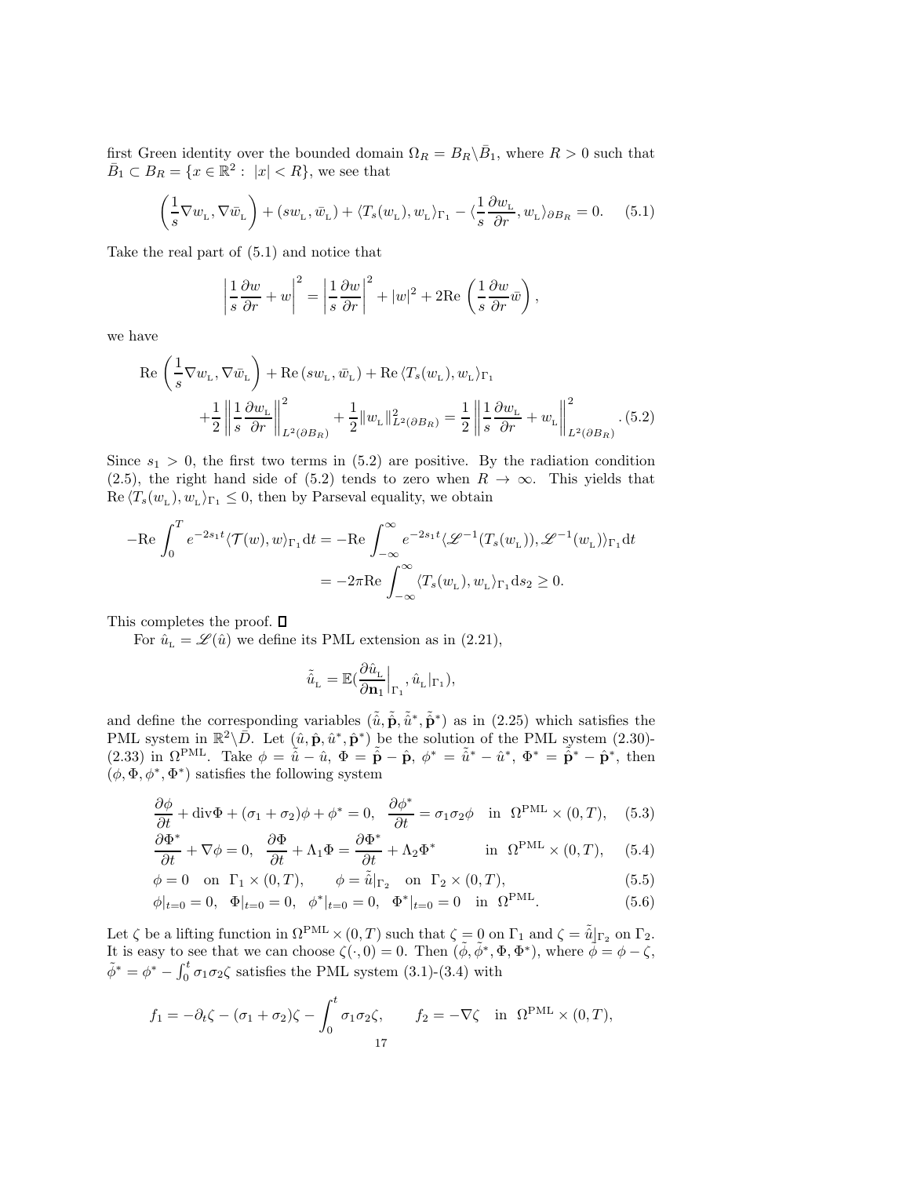first Green identity over the bounded domain $\Omega_R = B_R \backslash \bar{B}_1$, where $R > 0$ such that $\bar{B}_1 \subset B_R = \{x \in \mathbb{R}^2 : \ |x| < R\}$, we see that

$$\left(\frac{1}{s}\nabla w_{\rm L}, \nabla \bar{w}_{\rm L}\right) + (s w_{\rm L}, \bar{w}_{\rm L}) + \langle T_s(w_{\rm L}), w_{\rm L}\rangle_{\Gamma_1} - \langle \frac{1}{s}\frac{\partial w_{\rm L}}{\partial r}, w_{\rm L}\rangle_{\partial B_R} = 0. \quad (5.1)$$

Take the real part of (5.1) and notice that

$$\left|\frac{1}{s}\frac{\partial w}{\partial r} + w\right|^2 = \left|\frac{1}{s}\frac{\partial w}{\partial r}\right|^2 + |w|^2 + 2{\rm Re}\left(\frac{1}{s}\frac{\partial w}{\partial r}\bar{w}\right),$$

we have

$$\begin{aligned}
{\rm Re}\left(\frac{1}{s}\nabla w_{\rm L}, \nabla \bar{w}_{\rm L}\right) + {\rm Re}\,(s w_{\rm L}, \bar{w}_{\rm L}) + {\rm Re}\,\langle T_s(w_{\rm L}), w_{\rm L}\rangle_{\Gamma_1} \\
+\frac{1}{2}\left\|\frac{1}{s}\frac{\partial w_{\rm L}}{\partial r}\right\|^2_{L^2(\partial B_R)} + \frac{1}{2}\|w_{\rm L}\|^2_{L^2(\partial B_R)} = \frac{1}{2}\left\|\frac{1}{s}\frac{\partial w_{\rm L}}{\partial r} + w_{\rm L}\right\|^2_{L^2(\partial B_R)}. \quad (5.2)
\end{aligned}$$

Since $s_1 > 0$, the first two terms in (5.2) are positive. By the radiation condition (2.5), the right hand side of (5.2) tends to zero when $R \to \infty$. This yields that ${\rm Re}\,\langle T_s(w_{\rm L}), w_{\rm L}\rangle_{\Gamma_1} \le 0$, then by Parseval equality, we obtain

$$\begin{aligned}
-{\rm Re}\int_0^T e^{-2s_1 t}\langle \mathcal{T}(w), w\rangle_{\Gamma_1}{\rm d}t &= -{\rm Re}\int_{-\infty}^{\infty} e^{-2s_1 t}\langle \mathscr{L}^{-1}(T_s(w_{\rm L})), \mathscr{L}^{-1}(w_{\rm L})\rangle_{\Gamma_1}{\rm d}t \\
&= -2\pi{\rm Re}\int_{-\infty}^{\infty}\langle T_s(w_{\rm L}), w_{\rm L}\rangle_{\Gamma_1}{\rm d}s_2 \ge 0.
\end{aligned}$$

This completes the proof. $\square$

For $\hat{u}_{\rm L} = \mathscr{L}(\hat{u})$ we define its PML extension as in (2.21),

$$\tilde{\hat{u}}_{\rm L} = \mathbb{E}\left(\frac{\partial \hat{u}_{\rm L}}{\partial \mathbf{n}_1}\Big|_{\Gamma_1}, \hat{u}_{\rm L}|_{\Gamma_1}\right),$$

and define the corresponding variables $(\tilde{\hat{u}}, \tilde{\hat{\mathbf{p}}}, \tilde{\hat{u}}^*, \tilde{\hat{\mathbf{p}}}^*)$ as in (2.25) which satisfies the PML system in $\mathbb{R}^2\backslash\bar{D}$. Let $(\hat{u}, \hat{\mathbf{p}}, \hat{u}^*, \hat{\mathbf{p}}^*)$ be the solution of the PML system (2.30)-(2.33) in $\Omega^{\rm PML}$. Take $\phi = \tilde{\hat{u}} - \hat{u}$, $\Phi = \tilde{\hat{\mathbf{p}}} - \hat{\mathbf{p}}$, $\phi^* = \tilde{\hat{u}}^* - \hat{u}^*$, $\Phi^* = \tilde{\hat{\mathbf{p}}}^* - \hat{\mathbf{p}}^*$, then $(\phi, \Phi, \phi^*, \Phi^*)$ satisfies the following system

$$\frac{\partial \phi}{\partial t} + {\rm div}\Phi + (\sigma_1+\sigma_2)\phi + \phi^* = 0, \ \ \frac{\partial \phi^*}{\partial t} = \sigma_1\sigma_2\phi \quad \text{in} \ \ \Omega^{\rm PML}\times(0,T), \quad (5.3)$$

$$\frac{\partial \Phi^*}{\partial t} + \nabla\phi = 0, \ \ \frac{\partial \Phi}{\partial t} + \Lambda_1\Phi = \frac{\partial \Phi^*}{\partial t} + \Lambda_2\Phi^* \qquad \text{in} \ \ \Omega^{\rm PML}\times(0,T), \quad (5.4)$$

$$\phi = 0 \quad \text{on} \ \ \Gamma_1\times(0,T), \qquad \phi = \tilde{\hat{u}}|_{\Gamma_2} \quad \text{on} \ \ \Gamma_2\times(0,T), \quad (5.5)$$

$$\phi|_{t=0} = 0, \ \ \Phi|_{t=0} = 0, \ \ \phi^*|_{t=0} = 0, \ \ \Phi^*|_{t=0} = 0 \quad \text{in} \ \ \Omega^{\rm PML}. \quad (5.6)$$

Let $\zeta$ be a lifting function in $\Omega^{\rm PML}\times(0,T)$ such that $\zeta = 0$ on $\Gamma_1$ and $\zeta = \tilde{\hat{u}}|_{\Gamma_2}$ on $\Gamma_2$. It is easy to see that we can choose $\zeta(\cdot,0) = 0$. Then $(\tilde{\phi}, \tilde{\phi}^*, \Phi, \Phi^*)$, where $\tilde{\phi} = \phi - \zeta$, $\tilde{\phi}^* = \phi^* - \int_0^t \sigma_1\sigma_2\zeta$ satisfies the PML system (3.1)-(3.4) with

$$f_1 = -\partial_t\zeta - (\sigma_1+\sigma_2)\zeta - \int_0^t \sigma_1\sigma_2\zeta, \qquad f_2 = -\nabla\zeta \quad \text{in} \ \ \Omega^{\rm PML}\times(0,T),$$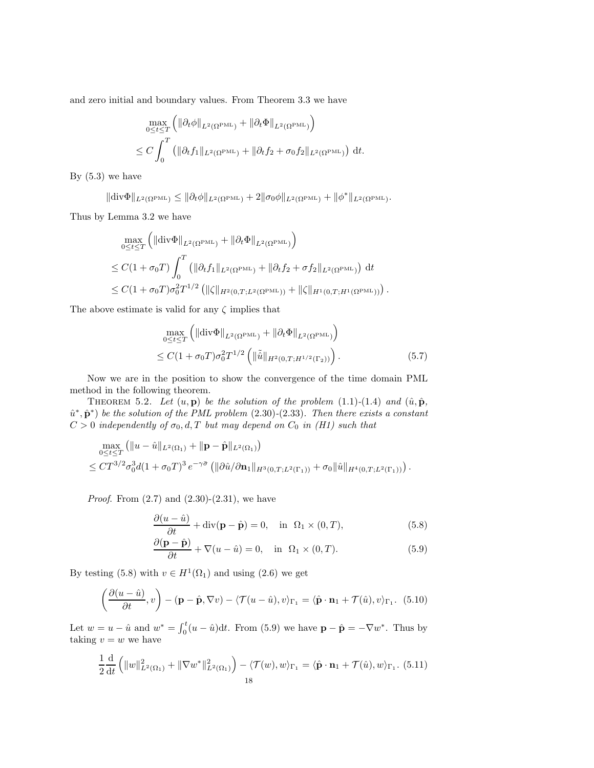and zero initial and boundary values. From Theorem 3.3 we have

$$
\begin{aligned}
&\max_{0\le t\le T}\left(\|\partial_t\phi\|_{L^2(\Omega^{\rm PML})}+\|\partial_t\Phi\|_{L^2(\Omega^{\rm PML})}\right)\\
&\le C\int_0^T\left(\|\partial_t f_1\|_{L^2(\Omega^{\rm PML})}+\|\partial_t f_2+\sigma_0 f_2\|_{L^2(\Omega^{\rm PML})}\right)\,{\rm d}t.
\end{aligned}
$$

By (5.3) we have

$$
\|{\rm div}\Phi\|_{L^2(\Omega^{\rm PML})}\le\|\partial_t\phi\|_{L^2(\Omega^{\rm PML})}+2\|\sigma_0\phi\|_{L^2(\Omega^{\rm PML})}+\|\phi^*\|_{L^2(\Omega^{\rm PML})}.
$$

Thus by Lemma 3.2 we have

$$
\begin{aligned}
&\max_{0\le t\le T}\left(\|{\rm div}\Phi\|_{L^2(\Omega^{\rm PML})}+\|\partial_t\Phi\|_{L^2(\Omega^{\rm PML})}\right)\\
&\le C(1+\sigma_0 T)\int_0^T\left(\|\partial_t f_1\|_{L^2(\Omega^{\rm PML})}+\|\partial_t f_2+\sigma f_2\|_{L^2(\Omega^{\rm PML})}\right)\,{\rm d}t\\
&\le C(1+\sigma_0 T)\sigma_0^2T^{1/2}\left(\|\zeta\|_{H^2(0,T;L^2(\Omega^{\rm PML}))}+\|\zeta\|_{H^1(0,T;H^1(\Omega^{\rm PML}))}\right).
\end{aligned}
$$

The above estimate is valid for any $\zeta$ implies that

$$
\begin{aligned}
&\max_{0\le t\le T}\left(\|{\rm div}\Phi\|_{L^2(\Omega^{\rm PML})}+\|\partial_t\Phi\|_{L^2(\Omega^{\rm PML})}\right)\\
&\le C(1+\sigma_0 T)\sigma_0^2T^{1/2}\left(\|\tilde{\hat{u}}\|_{H^2(0,T;H^{1/2}(\Gamma_2))}\right).
\end{aligned}
\tag{5.7}
$$

Now we are in the position to show the convergence of the time domain PML method in the following theorem.

Theorem 5.2. *Let $(u,\mathbf{p})$ be the solution of the problem (1.1)-(1.4) and $(\hat u,\hat{\mathbf{p}},\hat u^*,\hat{\mathbf{p}}^*)$ be the solution of the PML problem (2.30)-(2.33). Then there exists a constant $C>0$ independently of $\sigma_0,d,T$ but may depend on $C_0$ in (H1) such that*

$$
\begin{aligned}
&\max_{0\le t\le T}\left(\|u-\hat u\|_{L^2(\Omega_1)}+\|\mathbf{p}-\hat{\mathbf{p}}\|_{L^2(\Omega_1)}\right)\\
&\le CT^{3/2}\sigma_0^3 d(1+\sigma_0 T)^3e^{-\gamma\bar\sigma}\left(\|\partial\hat u/\partial\mathbf{n}_1\|_{H^3(0,T;L^2(\Gamma_1))}+\sigma_0\|\hat u\|_{H^4(0,T;L^2(\Gamma_1))}\right).
\end{aligned}
$$

*Proof.* From (2.7) and (2.30)-(2.31), we have

$$
\frac{\partial(u-\hat u)}{\partial t}+{\rm div}(\mathbf{p}-\hat{\mathbf{p}})=0,\quad\text{in }\ \Omega_1\times(0,T),\tag{5.8}
$$

$$
\frac{\partial(\mathbf{p}-\hat{\mathbf{p}})}{\partial t}+\nabla(u-\hat u)=0,\quad\text{in }\ \Omega_1\times(0,T).\tag{5.9}
$$

By testing (5.8) with $v\in H^1(\Omega_1)$ and using (2.6) we get

$$
\left(\frac{\partial(u-\hat u)}{\partial t},v\right)-(\mathbf{p}-\hat{\mathbf{p}},\nabla v)-\langle\mathcal{T}(u-\hat u),v\rangle_{\Gamma_1}=\langle\hat{\mathbf{p}}\cdot\mathbf{n}_1+\mathcal{T}(\hat u),v\rangle_{\Gamma_1}.\tag{5.10}
$$

Let $w=u-\hat u$ and $w^*=\int_0^t(u-\hat u){\rm d}t$. From (5.9) we have $\mathbf{p}-\hat{\mathbf{p}}=-\nabla w^*$. Thus by taking $v=w$ we have

$$
\frac{1}{2}\frac{{\rm d}}{{\rm d}t}\left(\|w\|^2_{L^2(\Omega_1)}+\|\nabla w^*\|^2_{L^2(\Omega_1)}\right)-\langle\mathcal{T}(w),w\rangle_{\Gamma_1}=\langle\hat{\mathbf{p}}\cdot\mathbf{n}_1+\mathcal{T}(\hat u),w\rangle_{\Gamma_1}.\tag{5.11}
$$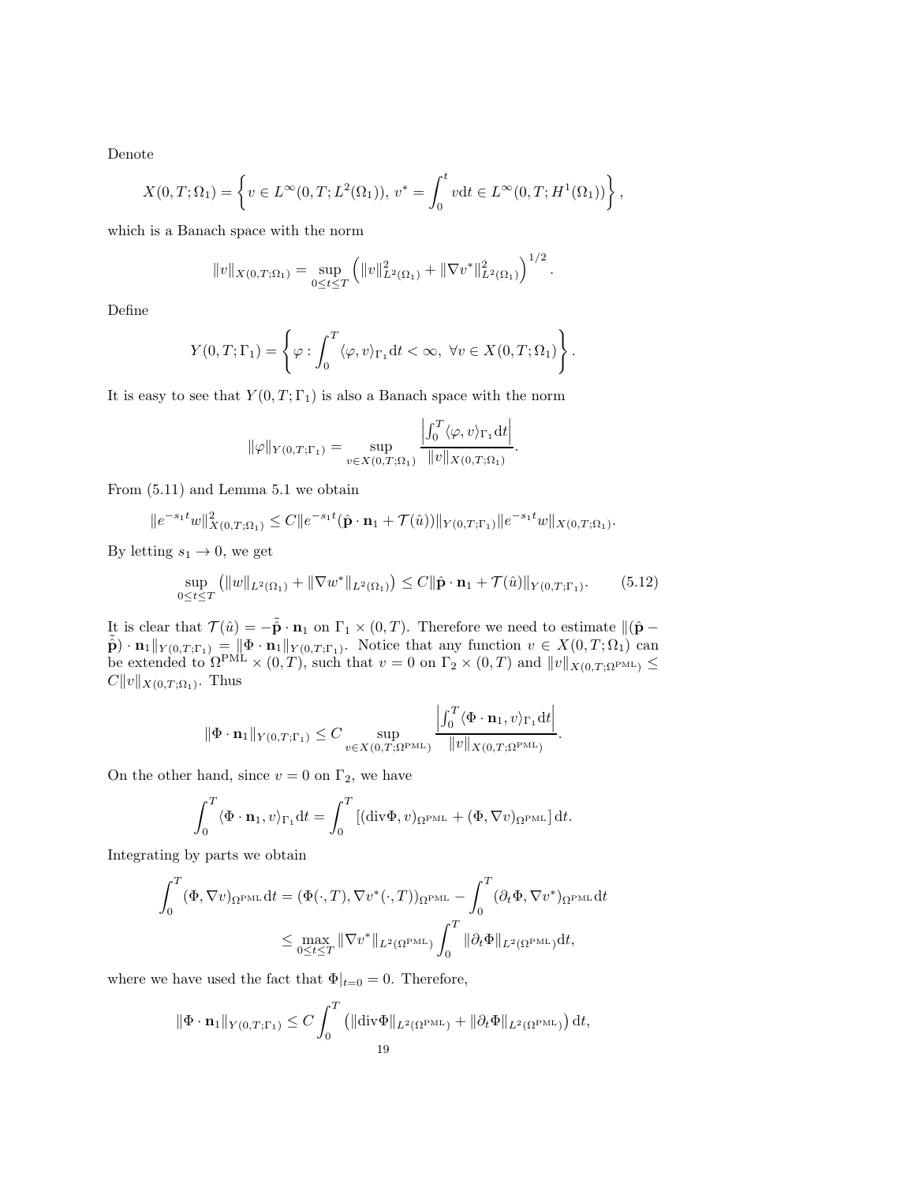Denote

$$X(0,T;\Omega_1) = \left\{ v \in L^\infty(0,T;L^2(\Omega_1)),\ v^* = \int_0^t v \mathrm{d}t \in L^\infty(0,T;H^1(\Omega_1)) \right\},$$

which is a Banach space with the norm

$$\|v\|_{X(0,T;\Omega_1)} = \sup_{0\le t\le T} \left( \|v\|^2_{L^2(\Omega_1)} + \|\nabla v^*\|^2_{L^2(\Omega_1)} \right)^{1/2}.$$

Define

$$Y(0,T;\Gamma_1) = \left\{ \varphi : \int_0^T \langle \varphi, v\rangle_{\Gamma_1} \mathrm{d}t < \infty,\ \forall v \in X(0,T;\Omega_1) \right\}.$$

It is easy to see that $Y(0,T;\Gamma_1)$ is also a Banach space with the norm

$$\|\varphi\|_{Y(0,T;\Gamma_1)} = \sup_{v\in X(0,T;\Omega_1)} \frac{\left| \int_0^T \langle \varphi, v\rangle_{\Gamma_1} \mathrm{d}t \right|}{\|v\|_{X(0,T;\Omega_1)}}.$$

From (5.11) and Lemma 5.1 we obtain

$$\|e^{-s_1 t} w\|^2_{X(0,T;\Omega_1)} \le C \|e^{-s_1 t}(\hat{\mathbf{p}}\cdot\mathbf{n}_1 + \mathcal{T}(\hat{u}))\|_{Y(0,T;\Gamma_1)} \|e^{-s_1 t} w\|_{X(0,T;\Omega_1)}.$$

By letting $s_1 \to 0$, we get

$$\sup_{0\le t\le T} \left( \|w\|_{L^2(\Omega_1)} + \|\nabla w^*\|_{L^2(\Omega_1)} \right) \le C \|\hat{\mathbf{p}}\cdot\mathbf{n}_1 + \mathcal{T}(\hat{u})\|_{Y(0,T;\Gamma_1)}. \tag{5.12}$$

It is clear that $\mathcal{T}(\hat{u}) = -\tilde{\hat{\mathbf{p}}}\cdot\mathbf{n}_1$ on $\Gamma_1 \times (0,T)$. Therefore we need to estimate $\|(\hat{\mathbf{p}} - \tilde{\hat{\mathbf{p}}})\cdot\mathbf{n}_1\|_{Y(0,T;\Gamma_1)} = \|\Phi\cdot\mathbf{n}_1\|_{Y(0,T;\Gamma_1)}$. Notice that any function $v \in X(0,T;\Omega_1)$ can be extended to $\Omega^{\mathrm{PML}} \times (0,T)$, such that $v = 0$ on $\Gamma_2 \times (0,T)$ and $\|v\|_{X(0,T;\Omega^{\mathrm{PML}})} \le C\|v\|_{X(0,T;\Omega_1)}$. Thus

$$\|\Phi\cdot\mathbf{n}_1\|_{Y(0,T;\Gamma_1)} \le C \sup_{v\in X(0,T;\Omega^{\mathrm{PML}})} \frac{\left| \int_0^T \langle \Phi\cdot\mathbf{n}_1, v\rangle_{\Gamma_1} \mathrm{d}t \right|}{\|v\|_{X(0,T;\Omega^{\mathrm{PML}})}}.$$

On the other hand, since $v = 0$ on $\Gamma_2$, we have

$$\int_0^T \langle \Phi\cdot\mathbf{n}_1, v\rangle_{\Gamma_1} \mathrm{d}t = \int_0^T \left[ (\mathrm{div}\Phi, v)_{\Omega^{\mathrm{PML}}} + (\Phi, \nabla v)_{\Omega^{\mathrm{PML}}} \right] \mathrm{d}t.$$

Integrating by parts we obtain

$$\begin{aligned}
\int_0^T (\Phi, \nabla v)_{\Omega^{\mathrm{PML}}} \mathrm{d}t &= (\Phi(\cdot,T), \nabla v^*(\cdot,T))_{\Omega^{\mathrm{PML}}} - \int_0^T (\partial_t \Phi, \nabla v^*)_{\Omega^{\mathrm{PML}}} \mathrm{d}t \\
&\le \max_{0\le t\le T} \|\nabla v^*\|_{L^2(\Omega^{\mathrm{PML}})} \int_0^T \|\partial_t \Phi\|_{L^2(\Omega^{\mathrm{PML}})} \mathrm{d}t,
\end{aligned}$$

where we have used the fact that $\Phi|_{t=0} = 0$. Therefore,

$$\|\Phi\cdot\mathbf{n}_1\|_{Y(0,T;\Gamma_1)} \le C \int_0^T \left( \|\mathrm{div}\Phi\|_{L^2(\Omega^{\mathrm{PML}})} + \|\partial_t \Phi\|_{L^2(\Omega^{\mathrm{PML}})} \right) \mathrm{d}t,$$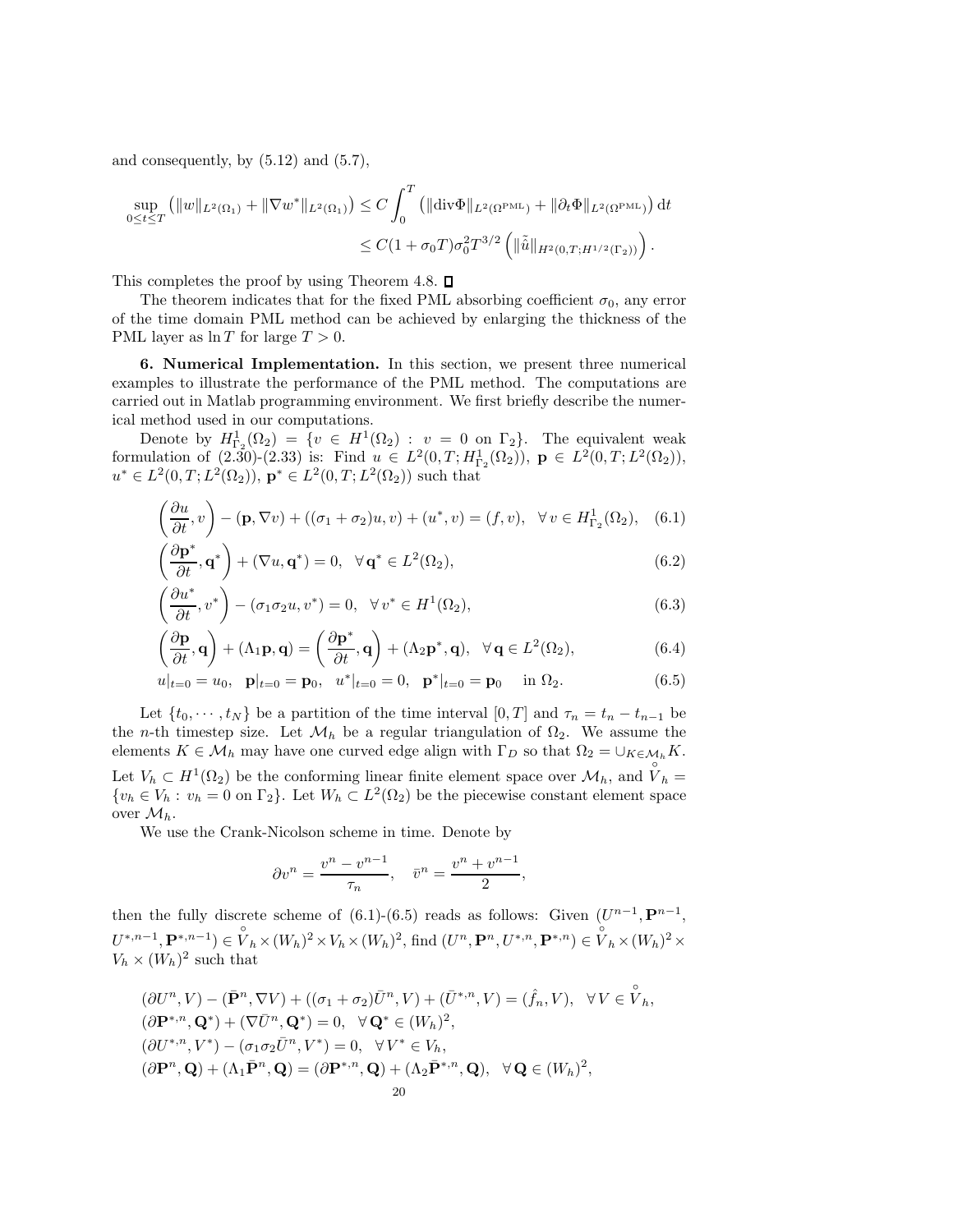and consequently, by (5.12) and (5.7),

$$
\sup_{0\le t\le T}\left(\|w\|_{L^2(\Omega_1)}+\|\nabla w^*\|_{L^2(\Omega_1)}\right)\le C\int_0^T\left(\|\mathrm{div}\Phi\|_{L^2(\Omega^{\rm PML})}+\|\partial_t\Phi\|_{L^2(\Omega^{\rm PML})}\right)\mathrm{d}t
$$

$$
\le C(1+\sigma_0 T)\sigma_0^2 T^{3/2}\left(\|\tilde{\hat{u}}\|_{H^2(0,T;H^{1/2}(\Gamma_2))}\right).
$$

This completes the proof by using Theorem 4.8. □

The theorem indicates that for the fixed PML absorbing coefficient $\sigma_0$, any error of the time domain PML method can be achieved by enlarging the thickness of the PML layer as $\ln T$ for large $T>0$.

**6. Numerical Implementation.** In this section, we present three numerical examples to illustrate the performance of the PML method. The computations are carried out in Matlab programming environment. We first briefly describe the numerical method used in our computations.

Denote by $H^1_{\Gamma_2}(\Omega_2)=\{v\in H^1(\Omega_2):\ v=0 \text{ on } \Gamma_2\}$. The equivalent weak formulation of (2.30)-(2.33) is: Find $u\in L^2(0,T;H^1_{\Gamma_2}(\Omega_2))$, $\mathbf{p}\in L^2(0,T;L^2(\Omega_2))$, $u^*\in L^2(0,T;L^2(\Omega_2))$, $\mathbf{p}^*\in L^2(0,T;L^2(\Omega_2))$ such that

$$
\left(\frac{\partial u}{\partial t},v\right)-(\mathbf{p},\nabla v)+((\sigma_1+\sigma_2)u,v)+(u^*,v)=(f,v),\quad \forall\, v\in H^1_{\Gamma_2}(\Omega_2),\tag{6.1}
$$

$$
\left(\frac{\partial \mathbf{p}^*}{\partial t},\mathbf{q}^*\right)+(\nabla u,\mathbf{q}^*)=0,\quad \forall\,\mathbf{q}^*\in L^2(\Omega_2),\tag{6.2}
$$

$$
\left(\frac{\partial u^*}{\partial t},v^*\right)-(\sigma_1\sigma_2 u,v^*)=0,\quad \forall\, v^*\in H^1(\Omega_2),\tag{6.3}
$$

$$
\left(\frac{\partial \mathbf{p}}{\partial t},\mathbf{q}\right)+(\Lambda_1\mathbf{p},\mathbf{q})=\left(\frac{\partial \mathbf{p}^*}{\partial t},\mathbf{q}\right)+(\Lambda_2\mathbf{p}^*,\mathbf{q}),\quad \forall\,\mathbf{q}\in L^2(\Omega_2),\tag{6.4}
$$

$$
u|_{t=0}=u_0,\quad \mathbf{p}|_{t=0}=\mathbf{p}_0,\quad u^*|_{t=0}=0,\quad \mathbf{p}^*|_{t=0}=\mathbf{p}_0\quad \text{ in } \Omega_2.\tag{6.5}
$$

Let $\{t_0,\cdots,t_N\}$ be a partition of the time interval $[0,T]$ and $\tau_n=t_n-t_{n-1}$ be the $n$-th timestep size. Let $\mathcal{M}_h$ be a regular triangulation of $\Omega_2$. We assume the elements $K\in\mathcal{M}_h$ may have one curved edge align with $\Gamma_D$ so that $\Omega_2=\cup_{K\in\mathcal{M}_h}K$. Let $V_h\subset H^1(\Omega_2)$ be the conforming linear finite element space over $\mathcal{M}_h$, and $\overset{\circ}{V}_h=\{v_h\in V_h:\ v_h=0 \text{ on } \Gamma_2\}$. Let $W_h\subset L^2(\Omega_2)$ be the piecewise constant element space over $\mathcal{M}_h$.

We use the Crank-Nicolson scheme in time. Denote by

$$
\partial v^n=\frac{v^n-v^{n-1}}{\tau_n},\quad \bar{v}^n=\frac{v^n+v^{n-1}}{2},
$$

then the fully discrete scheme of (6.1)-(6.5) reads as follows: Given $(U^{n-1},\mathbf{P}^{n-1},U^{*,n-1},\mathbf{P}^{*,n-1})\in\overset{\circ}{V}_h\times(W_h)^2\times V_h\times(W_h)^2$, find $(U^n,\mathbf{P}^n,U^{*,n},\mathbf{P}^{*,n})\in\overset{\circ}{V}_h\times(W_h)^2\times V_h\times(W_h)^2$ such that

$$
\begin{aligned}
&(\partial U^n,V)-(\bar{\mathbf{P}}^n,\nabla V)+((\sigma_1+\sigma_2)\bar{U}^n,V)+(\bar{U}^{*,n},V)=(\hat{f}_n,V),\quad \forall\, V\in\overset{\circ}{V}_h,\\
&(\partial\mathbf{P}^{*,n},\mathbf{Q}^*)+(\nabla\bar{U}^n,\mathbf{Q}^*)=0,\quad \forall\,\mathbf{Q}^*\in(W_h)^2,\\
&(\partial U^{*,n},V^*)-(\sigma_1\sigma_2\bar{U}^n,V^*)=0,\quad \forall\, V^*\in V_h,\\
&(\partial\mathbf{P}^n,\mathbf{Q})+(\Lambda_1\bar{\mathbf{P}}^n,\mathbf{Q})=(\partial\mathbf{P}^{*,n},\mathbf{Q})+(\Lambda_2\bar{\mathbf{P}}^{*,n},\mathbf{Q}),\quad \forall\,\mathbf{Q}\in(W_h)^2,
\end{aligned}
$$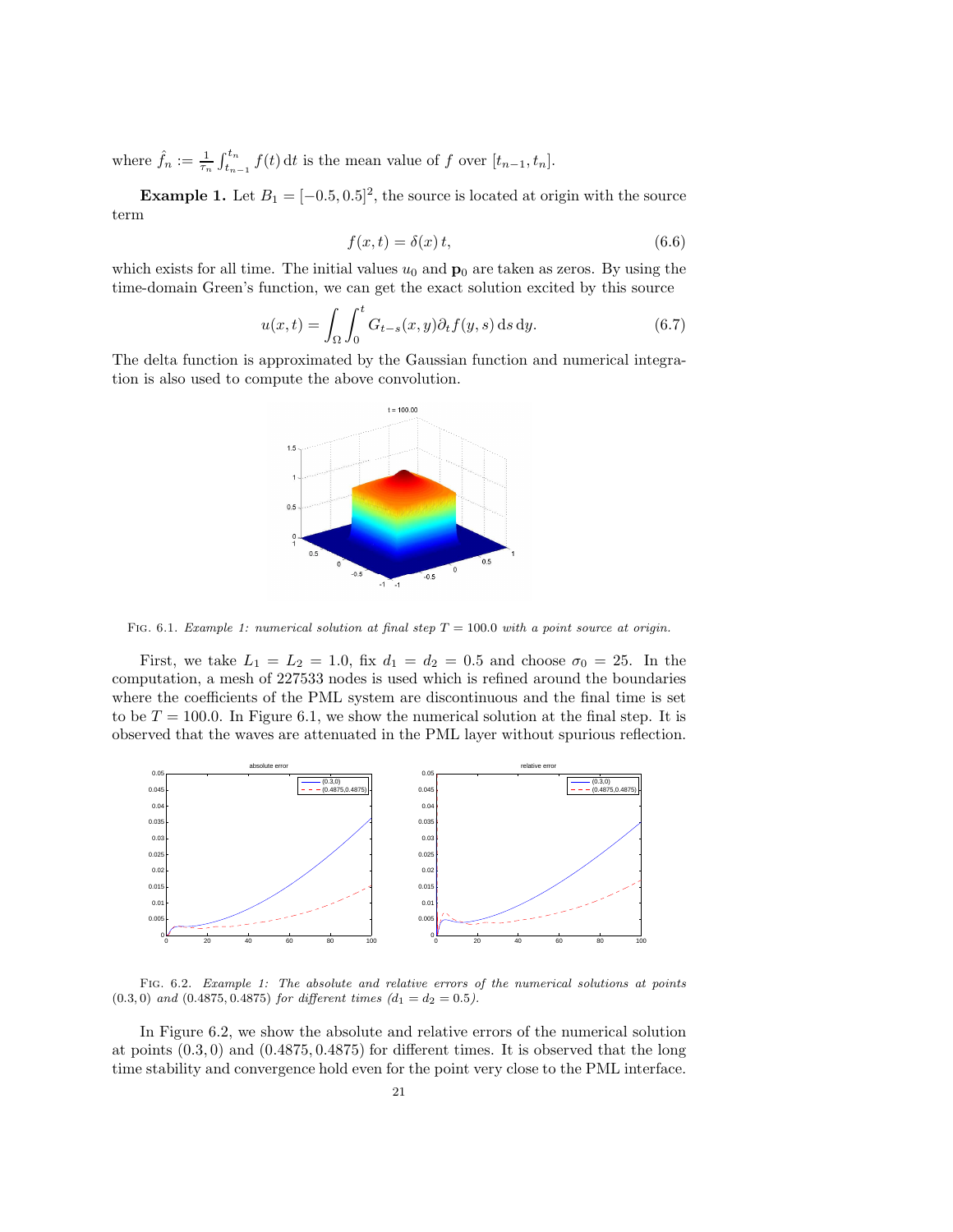where $\hat{f}_n := \frac{1}{\tau_n}\int_{t_{n-1}}^{t_n} f(t)\,\mathrm{d}t$ is the mean value of $f$ over $[t_{n-1}, t_n]$.

**Example 1.** Let $B_1 = [-0.5, 0.5]^2$, the source is located at origin with the source term

$$f(x,t) = \delta(x)\,t, \tag{6.6}$$

which exists for all time. The initial values $u_0$ and $\mathbf{p}_0$ are taken as zeros. By using the time-domain Green's function, we can get the exact solution excited by this source

$$u(x,t) = \int_\Omega \int_0^t G_{t-s}(x,y)\partial_t f(y,s)\,\mathrm{d}s\,\mathrm{d}y. \tag{6.7}$$

The delta function is approximated by the Gaussian function and numerical integration is also used to compute the above convolution.

FIG. 6.1. *Example 1: numerical solution at final step $T = 100.0$ with a point source at origin.*

First, we take $L_1 = L_2 = 1.0$, fix $d_1 = d_2 = 0.5$ and choose $\sigma_0 = 25$. In the computation, a mesh of 227533 nodes is used which is refined around the boundaries where the coefficients of the PML system are discontinuous and the final time is set to be $T = 100.0$. In Figure 6.1, we show the numerical solution at the final step. It is observed that the waves are attenuated in the PML layer without spurious reflection.

FIG. 6.2. *Example 1: The absolute and relative errors of the numerical solutions at points $(0.3, 0)$ and $(0.4875, 0.4875)$ for different times ($d_1 = d_2 = 0.5$).*

In Figure 6.2, we show the absolute and relative errors of the numerical solution at points $(0.3, 0)$ and $(0.4875, 0.4875)$ for different times. It is observed that the long time stability and convergence hold even for the point very close to the PML interface.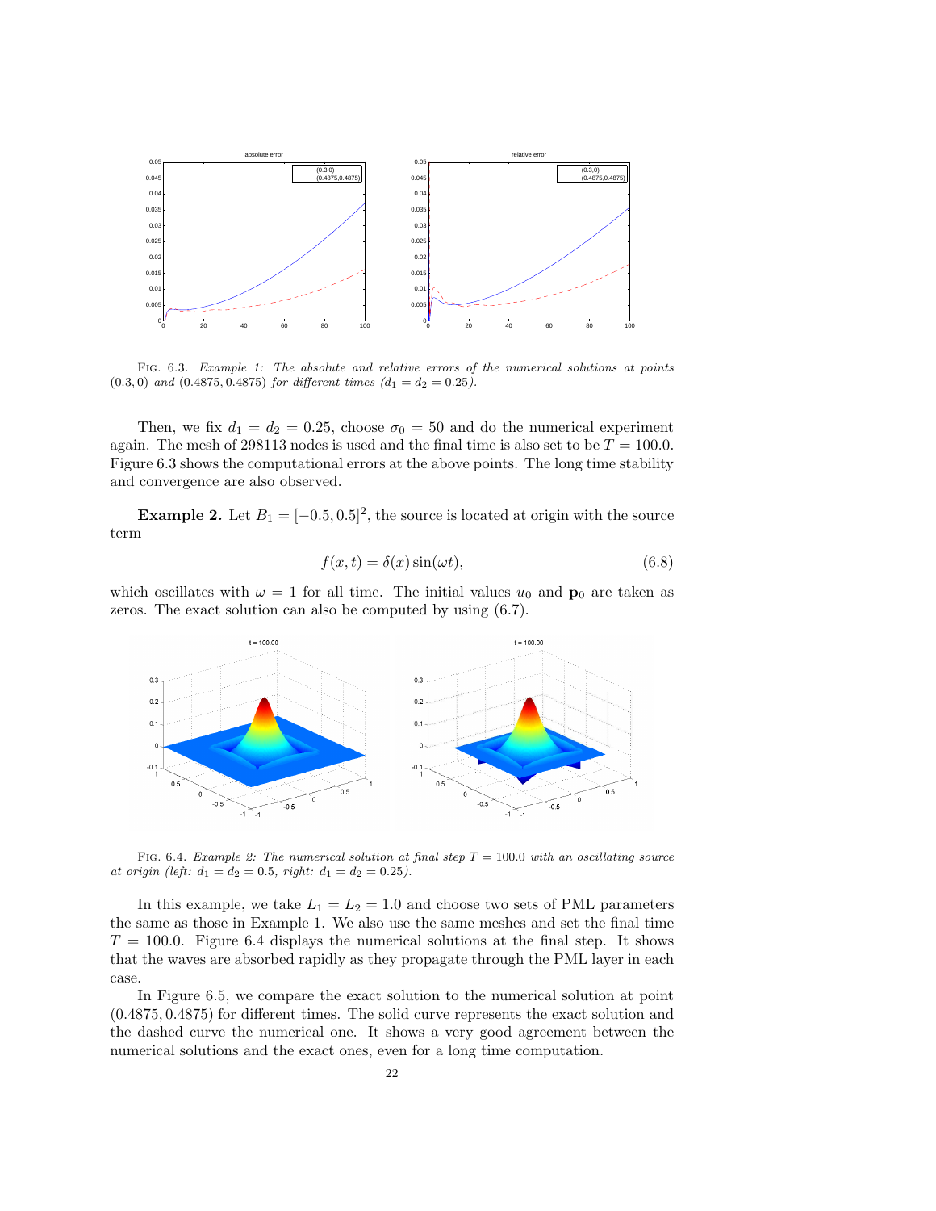FIG. 6.3. *Example 1: The absolute and relative errors of the numerical solutions at points* $(0.3, 0)$ *and* $(0.4875, 0.4875)$ *for different times* ($d_1 = d_2 = 0.25$).

Then, we fix $d_1 = d_2 = 0.25$, choose $\sigma_0 = 50$ and do the numerical experiment again. The mesh of 298113 nodes is used and the final time is also set to be $T = 100.0$. Figure 6.3 shows the computational errors at the above points. The long time stability and convergence are also observed.

**Example 2.** Let $B_1 = [-0.5, 0.5]^2$, the source is located at origin with the source term

$$f(x, t) = \delta(x)\sin(\omega t), \tag{6.8}$$

which oscillates with $\omega = 1$ for all time. The initial values $u_0$ and $\mathbf{p}_0$ are taken as zeros. The exact solution can also be computed by using (6.7).

FIG. 6.4. *Example 2: The numerical solution at final step* $T = 100.0$ *with an oscillating source at origin (left:* $d_1 = d_2 = 0.5$*, right:* $d_1 = d_2 = 0.25$*).*

In this example, we take $L_1 = L_2 = 1.0$ and choose two sets of PML parameters the same as those in Example 1. We also use the same meshes and set the final time $T = 100.0$. Figure 6.4 displays the numerical solutions at the final step. It shows that the waves are absorbed rapidly as they propagate through the PML layer in each case.

In Figure 6.5, we compare the exact solution to the numerical solution at point $(0.4875, 0.4875)$ for different times. The solid curve represents the exact solution and the dashed curve the numerical one. It shows a very good agreement between the numerical solutions and the exact ones, even for a long time computation.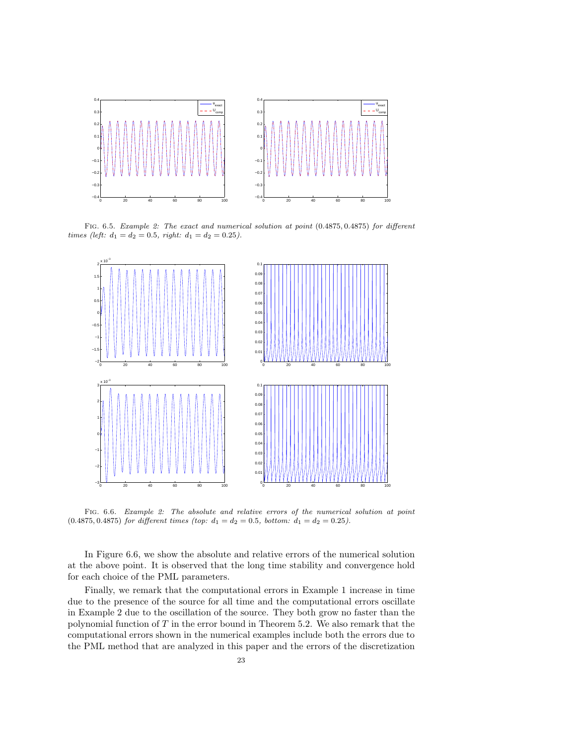Fig. 6.5. *Example 2: The exact and numerical solution at point* $(0.4875, 0.4875)$ *for different times (left:* $d_1 = d_2 = 0.5$*, right:* $d_1 = d_2 = 0.25$*).*

Fig. 6.6. *Example 2: The absolute and relative errors of the numerical solution at point* $(0.4875, 0.4875)$ *for different times (top:* $d_1 = d_2 = 0.5$*, bottom:* $d_1 = d_2 = 0.25$*).*

In Figure 6.6, we show the absolute and relative errors of the numerical solution at the above point. It is observed that the long time stability and convergence hold for each choice of the PML parameters.

Finally, we remark that the computational errors in Example 1 increase in time due to the presence of the source for all time and the computational errors oscillate in Example 2 due to the oscillation of the source. They both grow no faster than the polynomial function of $T$ in the error bound in Theorem 5.2. We also remark that the computational errors shown in the numerical examples include both the errors due to the PML method that are analyzed in this paper and the errors of the discretization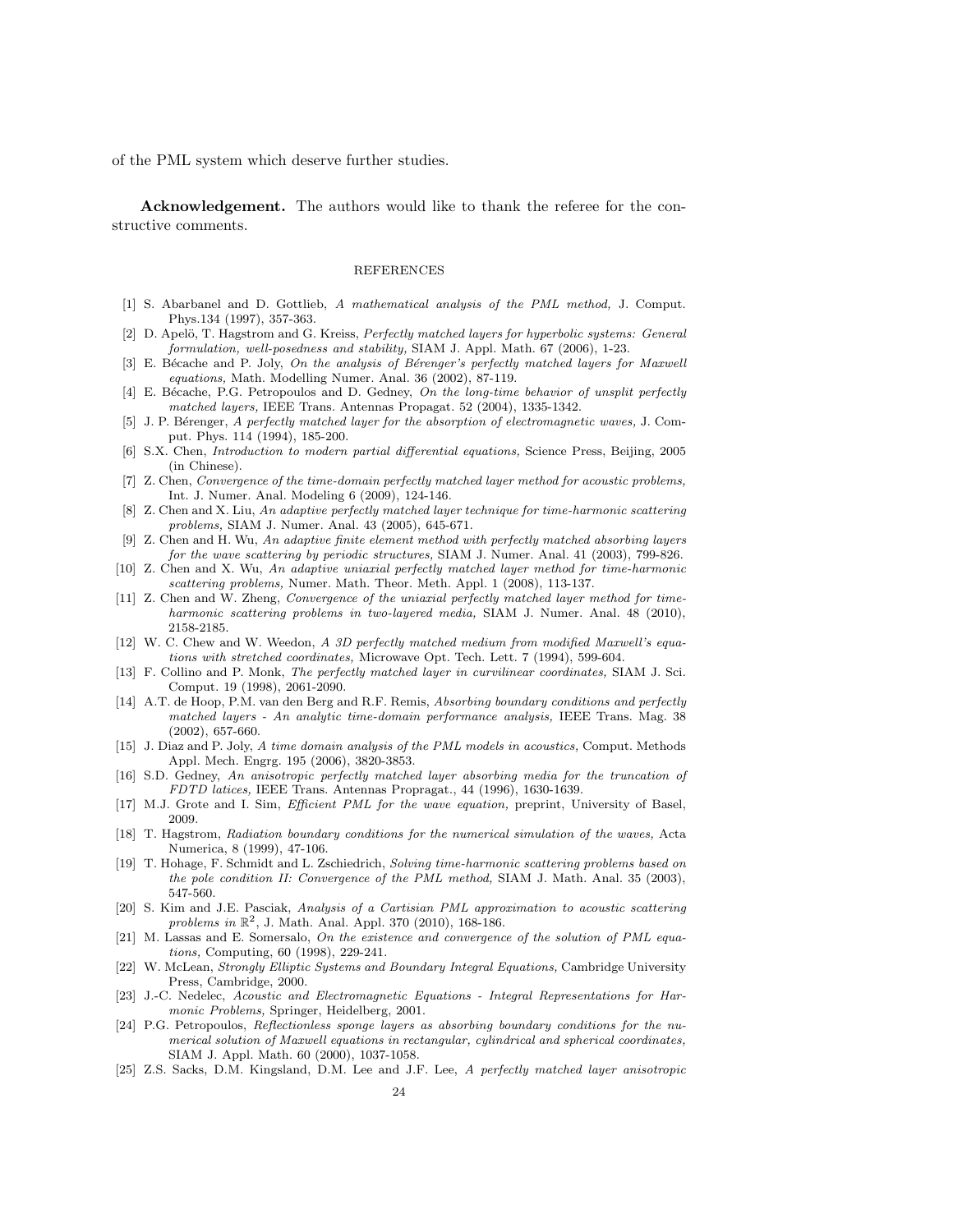of the PML system which deserve further studies.

**Acknowledgement.** The authors would like to thank the referee for the constructive comments.

## REFERENCES

[1] S. Abarbanel and D. Gottlieb, *A mathematical analysis of the PML method,* J. Comput. Phys.134 (1997), 357-363.

[2] D. Apelö, T. Hagstrom and G. Kreiss, *Perfectly matched layers for hyperbolic systems: General formulation, well-posedness and stability,* SIAM J. Appl. Math. 67 (2006), 1-23.

[3] E. Bécache and P. Joly, *On the analysis of Bérenger's perfectly matched layers for Maxwell equations,* Math. Modelling Numer. Anal. 36 (2002), 87-119.

[4] E. Bécache, P.G. Petropoulos and D. Gedney, *On the long-time behavior of unsplit perfectly matched layers,* IEEE Trans. Antennas Propagat. 52 (2004), 1335-1342.

[5] J. P. Bérenger, *A perfectly matched layer for the absorption of electromagnetic waves,* J. Comput. Phys. 114 (1994), 185-200.

[6] S.X. Chen, *Introduction to modern partial differential equations,* Science Press, Beijing, 2005 (in Chinese).

[7] Z. Chen, *Convergence of the time-domain perfectly matched layer method for acoustic problems,* Int. J. Numer. Anal. Modeling 6 (2009), 124-146.

[8] Z. Chen and X. Liu, *An adaptive perfectly matched layer technique for time-harmonic scattering problems,* SIAM J. Numer. Anal. 43 (2005), 645-671.

[9] Z. Chen and H. Wu, *An adaptive finite element method with perfectly matched absorbing layers for the wave scattering by periodic structures,* SIAM J. Numer. Anal. 41 (2003), 799-826.

[10] Z. Chen and X. Wu, *An adaptive uniaxial perfectly matched layer method for time-harmonic scattering problems,* Numer. Math. Theor. Meth. Appl. 1 (2008), 113-137.

[11] Z. Chen and W. Zheng, *Convergence of the uniaxial perfectly matched layer method for time-harmonic scattering problems in two-layered media,* SIAM J. Numer. Anal. 48 (2010), 2158-2185.

[12] W. C. Chew and W. Weedon, *A 3D perfectly matched medium from modified Maxwell's equations with stretched coordinates,* Microwave Opt. Tech. Lett. 7 (1994), 599-604.

[13] F. Collino and P. Monk, *The perfectly matched layer in curvilinear coordinates,* SIAM J. Sci. Comput. 19 (1998), 2061-2090.

[14] A.T. de Hoop, P.M. van den Berg and R.F. Remis, *Absorbing boundary conditions and perfectly matched layers - An analytic time-domain performance analysis,* IEEE Trans. Mag. 38 (2002), 657-660.

[15] J. Diaz and P. Joly, *A time domain analysis of the PML models in acoustics,* Comput. Methods Appl. Mech. Engrg. 195 (2006), 3820-3853.

[16] S.D. Gedney, *An anisotropic perfectly matched layer absorbing media for the truncation of FDTD latices,* IEEE Trans. Antennas Propragat., 44 (1996), 1630-1639.

[17] M.J. Grote and I. Sim, *Efficient PML for the wave equation,* preprint, University of Basel, 2009.

[18] T. Hagstrom, *Radiation boundary conditions for the numerical simulation of the waves,* Acta Numerica, 8 (1999), 47-106.

[19] T. Hohage, F. Schmidt and L. Zschiedrich, *Solving time-harmonic scattering problems based on the pole condition II: Convergence of the PML method,* SIAM J. Math. Anal. 35 (2003), 547-560.

[20] S. Kim and J.E. Pasciak, *Analysis of a Cartisian PML approximation to acoustic scattering problems in* $\mathbb{R}^2$, J. Math. Anal. Appl. 370 (2010), 168-186.

[21] M. Lassas and E. Somersalo, *On the existence and convergence of the solution of PML equations,* Computing, 60 (1998), 229-241.

[22] W. McLean, *Strongly Elliptic Systems and Boundary Integral Equations,* Cambridge University Press, Cambridge, 2000.

[23] J.-C. Nedelec, *Acoustic and Electromagnetic Equations - Integral Representations for Harmonic Problems,* Springer, Heidelberg, 2001.

[24] P.G. Petropoulos, *Reflectionless sponge layers as absorbing boundary conditions for the numerical solution of Maxwell equations in rectangular, cylindrical and spherical coordinates,* SIAM J. Appl. Math. 60 (2000), 1037-1058.

[25] Z.S. Sacks, D.M. Kingsland, D.M. Lee and J.F. Lee, *A perfectly matched layer anisotropic*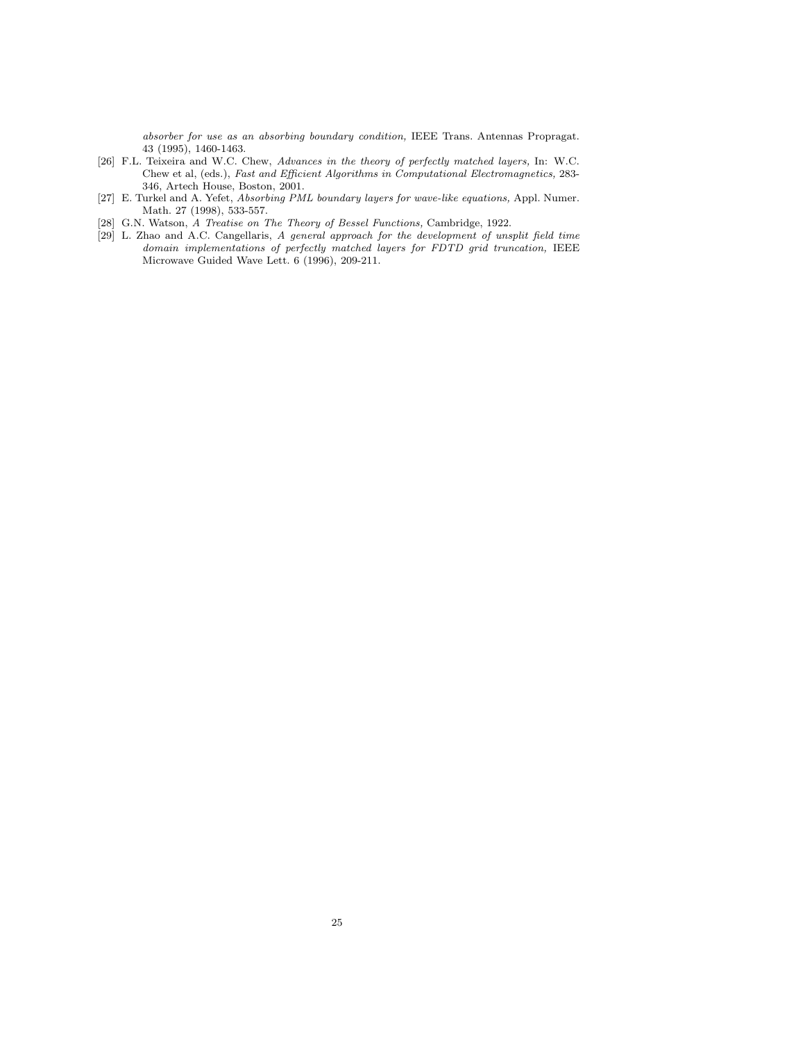*absorber for use as an absorbing boundary condition,* IEEE Trans. Antennas Propragat. 43 (1995), 1460-1463.

[26] F.L. Teixeira and W.C. Chew, *Advances in the theory of perfectly matched layers,* In: W.C. Chew et al, (eds.), *Fast and Efficient Algorithms in Computational Electromagnetics,* 283-346, Artech House, Boston, 2001.

[27] E. Turkel and A. Yefet, *Absorbing PML boundary layers for wave-like equations,* Appl. Numer. Math. 27 (1998), 533-557.

[28] G.N. Watson, *A Treatise on The Theory of Bessel Functions,* Cambridge, 1922.

[29] L. Zhao and A.C. Cangellaris, *A general approach for the development of unsplit field time domain implementations of perfectly matched layers for FDTD grid truncation,* IEEE Microwave Guided Wave Lett. 6 (1996), 209-211.